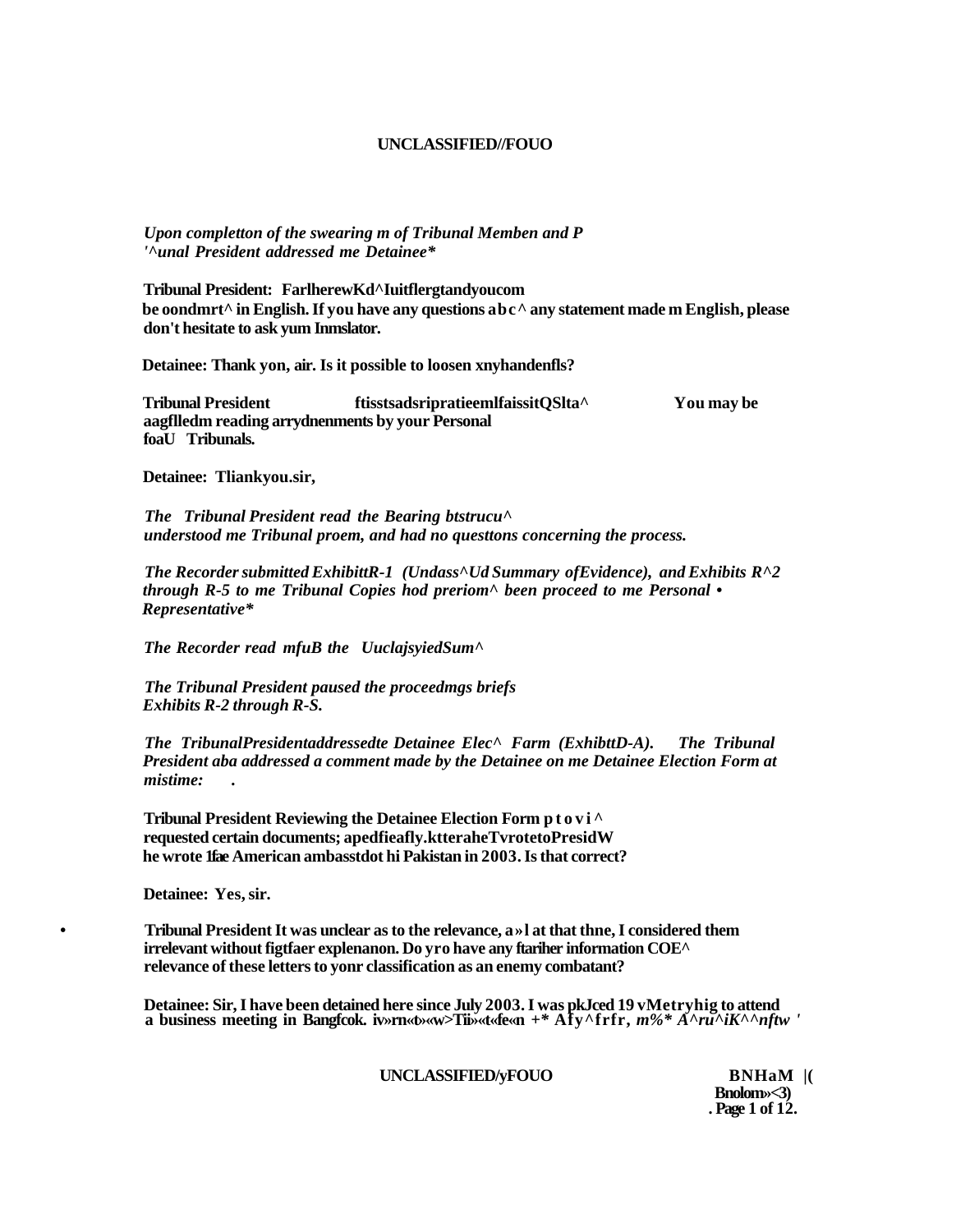*Upon completton of the swearing m of Tribunal Memben and P '^unal President addressed me Detainee**

**Tribunal President: FarlherewKd^Iuitflergtandyoucom be oondmrt^ in English. If you have any questions abc^ any statement made m English, please don't hesitate to ask yum Inmslator.**

**Detainee: Thank yon, air. Is it possible to loosen xnyhandenfls?**

**Tribunal President ftisstsadsripratieemlfaissitQSlta^ You may be aagflledm reading arrydnenments by your Personal foaU Tribunals.**

**Detainee: Tliankyou.sir,**

*The Tribunal President read the Bearing btstrucu^ understood me Tribunal proem, and had no questtons concerning the process.*

*The Recorder submitted ExhibittR-1 (Undass^Ud Summary ofEvidence), and Exhibits R^2 through R-5 to me Tribunal Copies hod preriom^ been proceed to me Personal • Representative**

*The Recorder read mfuB the UuclajsyiedSum^*

*The Tribunal President paused the proceedmgs briefs Exhibits R-2 through R-S.*

*The TribunalPresidentaddressedte Detainee Elec^ Farm (ExhibttD-A). The Tribunal President aba addressed a comment made by the Detainee on me Detainee Election Form at mistime: .*

**Tribunal President Reviewing the Detainee Election Form ptovi^ requested certain documents; apedfieafly.ktteraheTvrotetoPresidW he wrote 1fae American ambasstdot hi Pakistan in 2003. Is that correct?**

**Detainee: Yes, sir.**

**Tribunal President It was unclear as to the relevance, a»l at that thne, I considered them irrelevant without figtfaer explenanon. Do yro have any ftariher information COE^ relevance of these letters to yonr classification as an enemy combatant?**

**Detainee: Sir, I have been detained here since July 2003. I was pkJced 19 vMetryhig to attend a business meeting in Bangfcok. iv»rn«t»«w>Tii»«t«fe«n +* Afy^frfr,** *m%* A^ru^iK^^nftw '*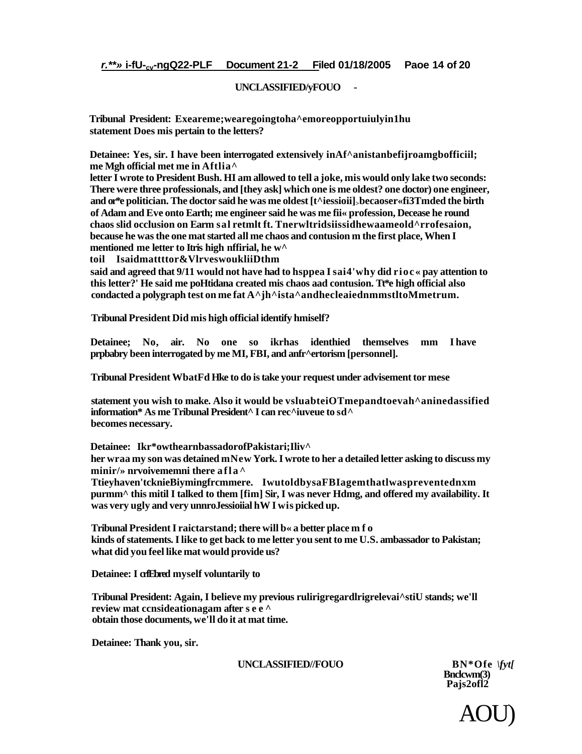UNCLASSIFIED/yFOUO -

Tribunal President: Exeareme;wearegoingtoha^emoreopportuiulyin1hu statement Does mis pertain to the letters?

Detainee: Yes, sir. I have been interrogated extensively inAf^anistanbefijroamgbofficiil; me Mgh official met me in Aftlia^ letter I wrote to President Bush. HI am allowed to tell a joke, mis would only lake two seconds: There were three professionals, and [they ask] which one is me oldest? one doctor) one engineer, and or*e politician. The doctor said he was me oldest [t^iessioii]>becaoser«fi3Tmded the birth of Adam and Eve onto Earth; me engineer said he was me fii« profession, Decease he round chaos slid occlusion on Earm sal retmlt ft. Tnerwltridsiissidhewaameold^rrofesaion, because he was the one mat started all me chaos and contusion m the first place, When I mentioned me letter to Itris high nffirial, he w^ toil Isaidmattttor&VlrveswoukliiDthm said and agreed that 9/11 would not have had to hsppea I sai4'why did rioc« pay attention to this letter?' He said me poHtidana created mis chaos aad contusion. Tt*e high official also condacted a polygraph test on me fat A^jh^ista^andhecleaiednmmstltoMmetrum.

Tribunal President Did mis high official identify hmiself?

Detainee; No, air. No one so ikrhas identhied themselves mm I have prpbabry been interrogated by me MI, FBI, and anfr^ertorism [personnel].

Tribunal President WbatFd Hke to do is take your request under advisement tor mese statement you wish to make. Also it would be vsluabteiOTmepandtoevah^aninedassified information* As me Tribunal President^ I can rec^iuveue to sd^ becomes necessary.

Detainee: Ikr*owthearnbassadorofPakistari;Iliv^ her wraa my son was detained mNew York. I wrote to her a detailed letter asking to discuss my minir/» nrvoivememni there afla^ Ttieyhaven'tcknieBiymingfrcmmere. IwutoldbysaFBIagemthatlwaspreventednxm purmm^ this mitil I talked to them [fim] Sir, I was never Hdmg, and offered my availability. It was very ugly and very unnroJessioiial hW I wis picked up.

Tribunal President I raictarstand; there will b« a better place m f o kinds of statements. I like to get back to me letter you sent to me U.S. ambassador to Pakistan; what did you feel like mat would provide us?

Detainee: I crfEbred myself voluntarily to

Tribunal President: Again, I believe my previous rulirigregardlrigrelevai^stiU stands; we'll review mat ccnsideationagam after see^ obtain those documents, we'll do it at mat time.

Detainee: Thank you, sir.

UNCLASSIFIED//FOUO

BN*Ofe \fyt[
Bnclcwm(3)
Pajs2ofl2

AOU)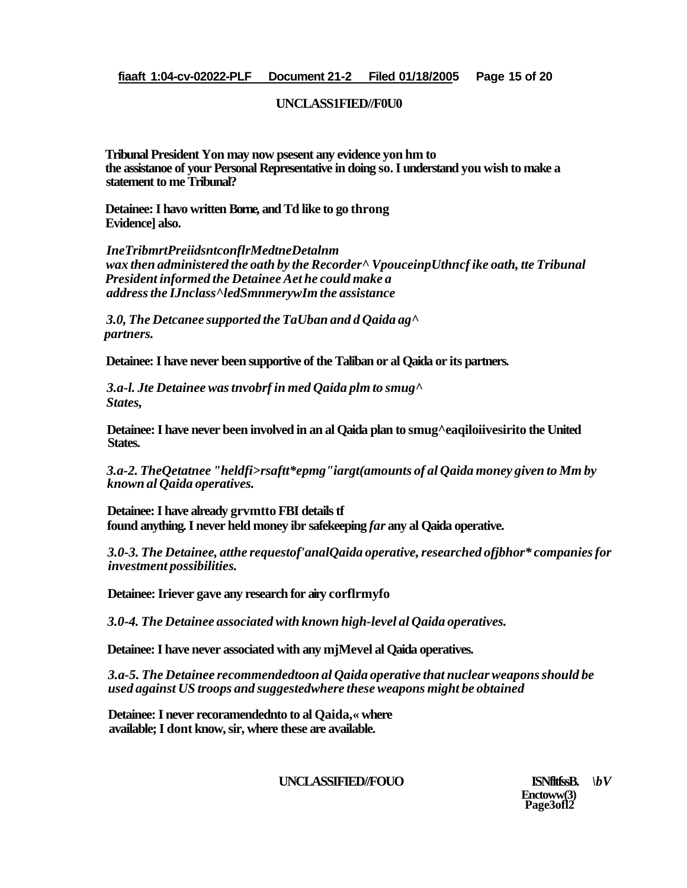**UNCLASS1FIED//F0U0**

**Tribunal President Yon may now psesent any evidence yon hm to the assistanoe of your Personal Representative in doing so. I understand you wish to make a statement to me Tribunal?**

**Detainee: I havo written Borne, and Td like to go throng Evidence] also.**

***IneTribmrtPreiidsntconflrMedtneDetalnm wax then administered the oath by the Recorder^ VpouceinpUthncf ike oath, tte Tribunal President informed the Detainee Aet he could make a address the IJnclass^ledSmnmerywIm the assistance***

***3.0, The Detcanee supported the TaUban and d Qaida ag^ partners.***

**Detainee: I have never been supportive of the Taliban or al Qaida or its partners.**

***3.a-l. Jte Detainee was tnvobrf in med Qaida plm to smug^ States,***

**Detainee: I have never been involved in an al Qaida plan to smug^eaqiloiivesirito the United States.**

***3.a-2. TheQetatnee "heldfi>rsaftt*epmg"iargt(amounts of al Qaida money given to Mm by known al Qaida operatives.***

**Detainee: I have already grvmtto FBI details tf found anything. I never held money ibr safekeeping *far* any al Qaida operative.**

***3.0-3. The Detainee, atthe requestof'analQaida operative, researched ofjbhor* companies for investment possibilities.***

**Detainee: Iriever gave any research for airy corflrmyfo**

***3.0-4. The Detainee associated with known high-level al Qaida operatives.***

**Detainee: I have never associated with any mjMevel al Qaida operatives.**

***3.a-5. The Detainee recommendedtoon al Qaida operative that nuclear weapons should be used against US troops and suggestedwhere these weapons might be obtained***

**Detainee: I never recoramendednto to al Qaida,« where available; I dont know, sir, where these are available.**

**UNCLASSIFIED//FOUO**

**ISNfltfssB. \bV Enctoww(3) Page3ofl2**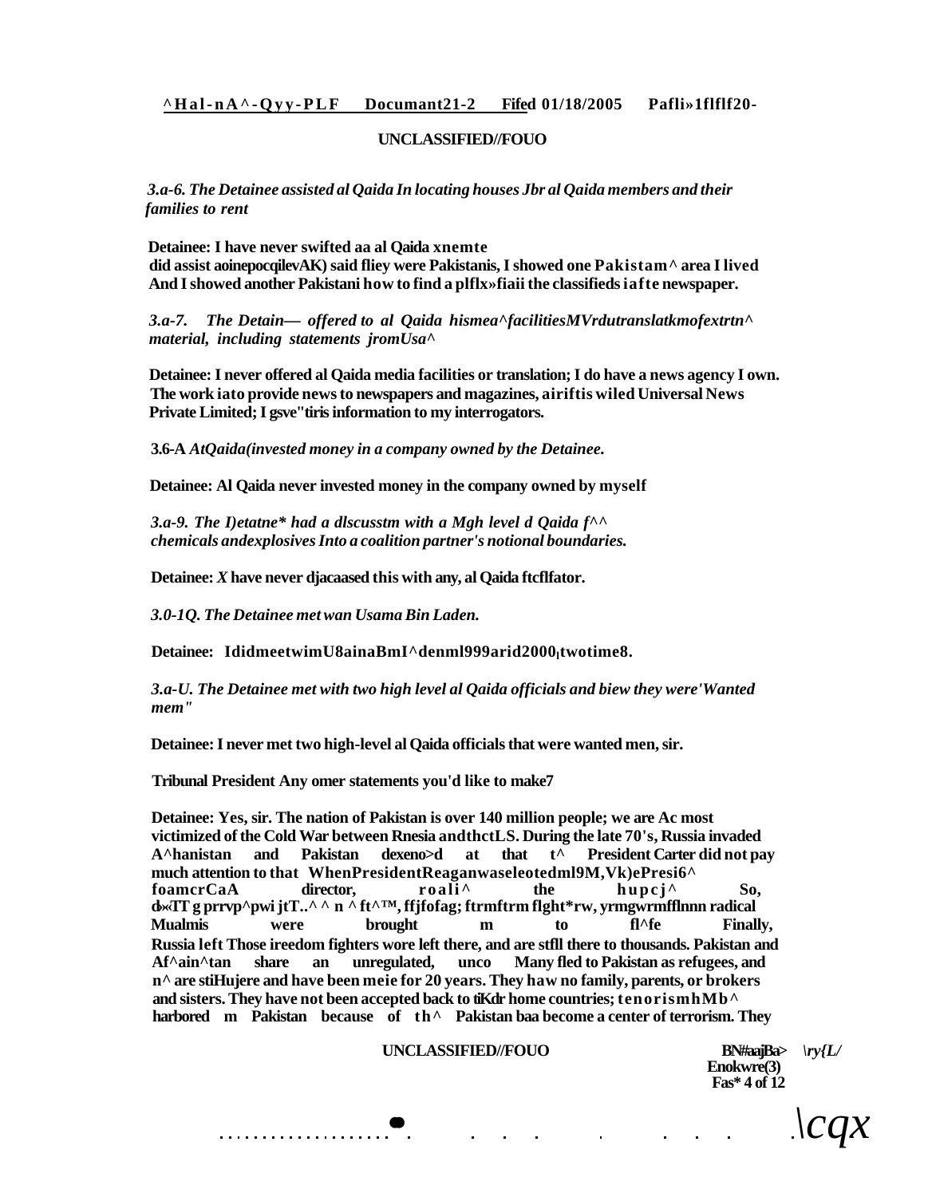UNCLASSIFIED//FOUO

*3.a-6. The Detainee assisted al Qaida In locating houses Jbr al Qaida members and their families to rent*

**Detainee: I have never swifted aa al Qaida xnemte did assist aoinepocqilevAK) said fliey were Pakistanis, I showed one Pakistam^ area I lived And I showed another Pakistani how to find a plflx»fiaii the classifieds iafte newspaper.**

*3.a-7. The Detain— offered to al Qaida hismea^facilitiesMVrdutranslatkmofextrtn^ material, including statements jromUsa^*

**Detainee: I never offered al Qaida media facilities or translation; I do have a news agency I own. The work iato provide news to newspapers and magazines, airiftis wiled Universal News Private Limited; I gsve"tiris information to my interrogators.**

**3.6-A** *AtQaida(invested money in a company owned by the Detainee.*

**Detainee: Al Qaida never invested money in the company owned by myself**

*3.a-9. The I)etatne* had a dlscusstm with a Mgh level d Qaida f^^ chemicals andexplosives Into a coalition partner's notional boundaries.*

**Detainee: *X* have never djacaased this with any, al Qaida ftcflfator.**

*3.0-1Q. The Detainee met wan Usama Bin Laden.*

**Detainee: IdidmeetwimU8ainaBmI^denml999arid2000,twotime8.**

*3.a-U. The Detainee met with two high level al Qaida officials and biew they were'Wanted mem"*

**Detainee: I never met two high-level al Qaida officials that were wanted men, sir.**

**Tribunal President Any omer statements you'd like to make7**

**Detainee: Yes, sir. The nation of Pakistan is over 140 million people; we are Ac most victimized of the Cold War between Rnesia andthctLS. During the late 70's, Russia invaded A^hanistan and Pakistan dexeno>d at that t^ President Carter did not pay much attention to that WhenPresidentReaganwaseleotedml9M,Vk)ePresi6^ foamcrCaA director, roali^ the hupcj^ So, d»‹IT g prrvp^pwi jtT..^ ^ n ^ ft^™, ffjfofag; ftrmftrm flght*rw, yrmgwrmfflnnn radical Mualmis were brought m to fl^fe Finally, Russia left Those ireedom fighters wore left there, and are stfll there to thousands. Pakistan and Af^ain^tan share an unregulated, unco Many fled to Pakistan as refugees, and n^ are stiHujere and have been meie for 20 years. They haw no family, parents, or brokers and sisters. They have not been accepted back to tiKdr home countries; tenorismhMb^ harbored m Pakistan because of th^ Pakistan baa become a center of terrorism. They**

UNCLASSIFIED//FOUO

BN#aajBa> \ry{L/
Enokwre(3)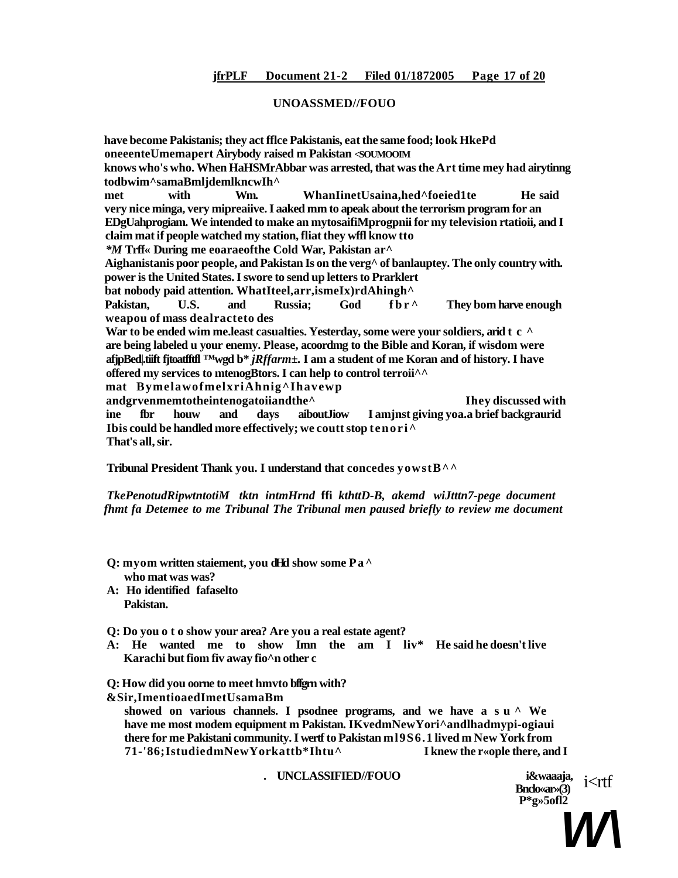**UNOASSMED//FOUO**

**have become Pakistanis; they act fflce Pakistanis, eat the same food; look HkePd oneeenteUmemapert Airybody raised m Pakistan <SOUMOOIM knows who's who. When HaHSMrAbbar was arrested, that was the Art time mey had airytinng todbwim^samaBmljdemlkncwIh^ met with Wm. WhanIinetUsaina,hed^foeied1te He said very nice minga, very mipreaiive. I aaked mm to apeak about the terrorism program for an EDgUahprogiam. We intended to make an mytosaifiMprogpnii for my television rtatioii, and I claim mat if people watched my station, fliat they wffl know tto**

***M* Trff« During me eoaraeofthe Cold War, Pakistan ar^ Aighanistanis poor people, and Pakistan Is on the verg^ of banlauptey. The only country with. power is the United States. I swore to send up letters to Prarklert bat nobody paid attention. WhatIteel,arr,ismeIx)rdAhingh^ Pakistan, U.S. and Russia; God fbr^ They bom harve enough weapou of mass dealracteto des War to be ended wim me.least casualties. Yesterday, some were your soldiers, arid t c ^ are being labeled u your enemy. Please, acoordmg to the Bible and Koran, if wisdom were afjpBed|.tiift fjtoatfftfl ™wgd b* *jRffarm±*. I am a student of me Koran and of history. I have offered my services to mtenogBtors. I can help to control terroii^^ mat BymelawofmelxriAhnig^Ihavewp andgrvenmemtotheintenogatoiiandthe^ Ihey discussed with ine fbr houw and days aiboutJiow I amjnst giving yoa.a brief backgraurid Ibis could be handled more effectively; we coutt stop tenori^ That's all, sir.**

**Tribunal President Thank you. I understand that concedes yowstB^^**

***TkePenotudRipwtntotiM tktn intmHrnd ffi kthttD-B, akemd wiJtttn7-pege document fhmt fa Detemee to me Tribunal The Tribunal men paused briefly to review me document***

**Q: myom written staiement, you dHd show some Pa^ who mat was was?**
**A: Ho identified fafaselto Pakistan.**

**Q: Do you o t o show your area? Are you a real estate agent?**
**A: He wanted me to show Imn the am I liv* He said he doesn't live Karachi but fiom fiv away fio^n other c**

**Q: How did you oorne to meet hmvto bffgrn with?**
**&Sir,ImentioaedImetUsamaBm showed on various channels. I psodnee programs, and we have a su^ We have me most modem equipment m Pakistan. IKvedmNewYori^andlhadmypi-ogiaui there for me Pakistani community. I wertf to Pakistan m19S6.1 lived m New York from 71-'86;IstudiedmNewYorkattb*Ihtu^ I knew the r«ople there, and I**

**UNCLASSIFIED//FOUO**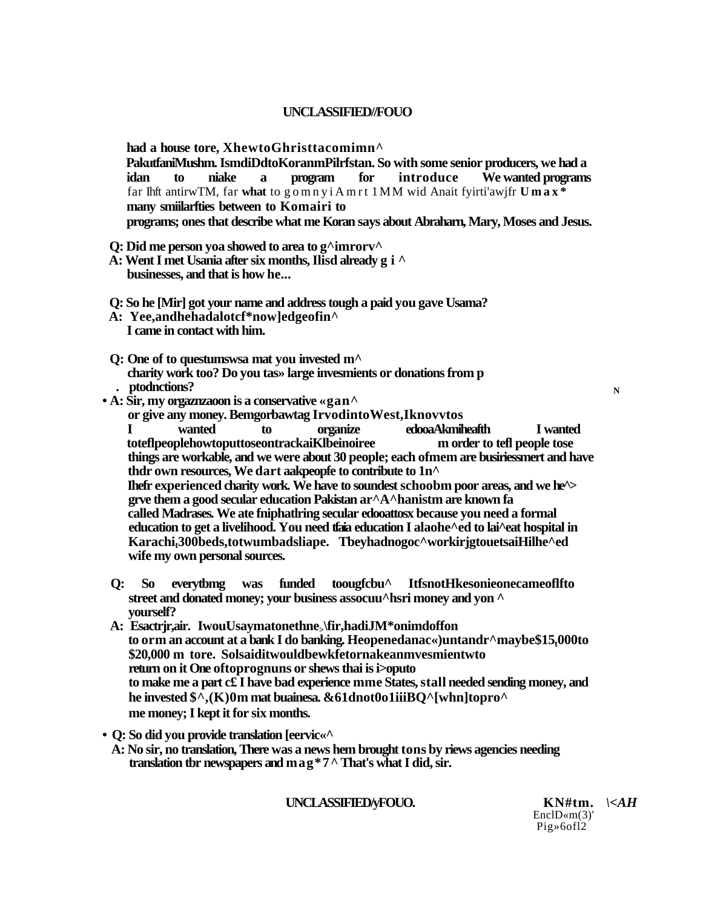had a house tore, XhewtoGhristtacomimn^
PakutfaniMushm. IsmdiDdtoKoranmPilrfstan. So with some senior producers, we had a idan to niake a program for introduce We wanted programs far Ihft antirwTM, far what to gomnyiAmrt 1MM wid Anait fyirti'awjfr Umax* many smiilarfties between to Komairi to
programs; ones that describe what me Koran says about Abraharn, Mary, Moses and Jesus.

Q: Did me person yoa showed to area to g^imrorv^
A: Went I met Usania after six months, Ilisd already g i ^
businesses, and that is how he...

Q: So he [Mir] got your name and address tough a paid you gave Usama?
A: Yee,andhehadalotcf*now]edgeofin^
I came in contact with him.

Q: One of to questumswsa mat you invested m^
charity work too? Do you tas» large invesmients or donations from p
. ptodnctions?

• A: Sir, my orgazmzaoon is a conservative «gan^
or give any money. Bemgorbawtag IrvodintoWest,Iknovvtos
I wanted to organize edooaAkmiheafth I wanted toteflpeoplehowtoputtoseontrackaiKlbeinoiree m order to tefl people tose things are workable, and we were about 30 people; each ofmem are busiriessmert and have thdr own resources, We dart aakpeopfe to contribute to 1n^
Ihefr experienced charity work. We have to soundest schoobm poor areas, and we he^> grve them a good secular education Pakistan ar^A^hanistm are known fa called Madrases. We ate fniphatlring secular edooattosx because you need a formal education to get a livelihood. You need tfaia education I alaohe^ed to lai^eat hospital in Karachi,300beds,totwumbadsliape. Tbeyhadnogoc^workirjgtouetsaiHilhe^ed wife my own personal sources.

Q: So everytbmg was funded toougfcbu^ ItfsnotHkesonieonecameoflfto street and donated money; your business assocuu^hsri money and yon ^
yourself?
A: Esactrjr,air. IwouUsaymatonethne,\fir,hadiJM*onimdoffon to orm an account at a bank I do banking. Heopenedanac«)untandr^maybe$15,000to $20,000 m tore. Solsaiditwouldbewkfetornakeanmvesmientwto return on it One oftoprognuns or shews thai is i>oputo to make me a part c£ I have bad experience mme States, stall needed sending money, and he invested $^,(K)0m mat buainesa. &61dnot0o1iiiBQ^[whn]topro^
me money; I kept it for six months.

• Q: So did you provide translation [eervic«^
A: No sir, no translation, There was a news hem brought tons by riews agencies needing translation tbr newspapers and mag*7^ That's what I did, sir.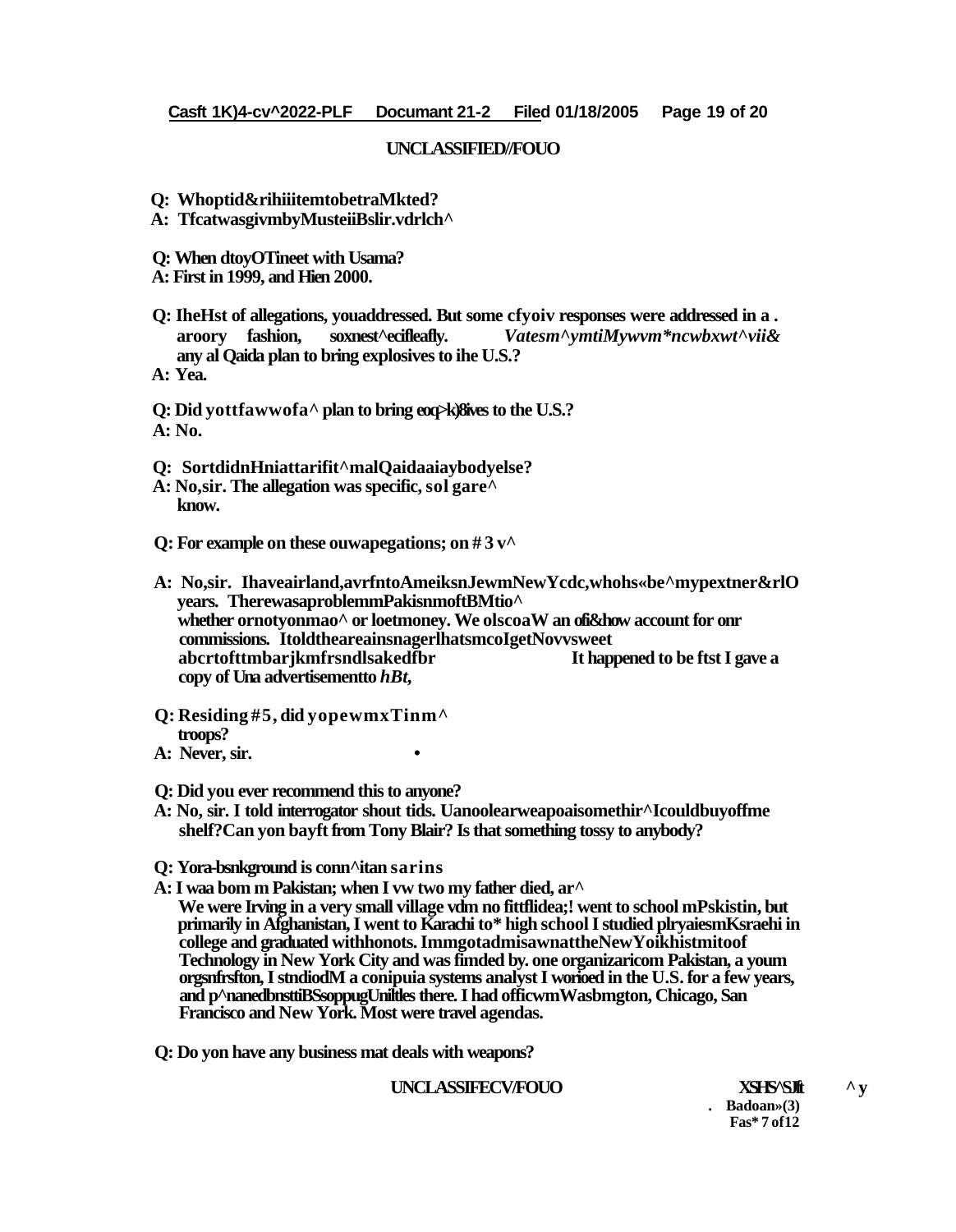UNCLASSIFIED//FOUO

Q: Whoptid&rihiiitemtobetraMkted?
A: TfcatwasgivmbyMusteiiBslir.vdrlch^

Q: When dtoyOTineet with Usama?
A: First in 1999, and Hien 2000.

Q: IheHst of allegations, youaddressed. But some cfyoiv responses were addressed in a . aroory fashion, soxnest^ecifleafly. *Vatesm^ymtiMywvm*ncwbxwt^vii&* any al Qaida plan to bring explosives to ihe U.S.?
A: Yea.

Q: Did yottfawwofa^ plan to bring eoq>k)8ives to the U.S.?
A: No.

Q: SortdidnHniattarifit^malQaidaaiaybodyelse?
A: No,sir. The allegation was specific, sol gare^ know.

Q: For example on these ouwapegations; on # 3 v^

A: No,sir. Ihaveairland,avrfntoAmeiksnJewmNewYcdc,whohs«be^mypextner&rlO years. TherewasaproblemmPakisnmoftBMtio^ whether ornotyonmao^ or loetmoney. We olscoaW an ofi&how account for onr commissions. ItoldtheareainsnagerlhatsmcoIgetNovvsweet abcrtofttmbarjkmfrsndlsakedfbr It happened to be ftst I gave a copy of Una advertisementto *hBt,*

Q: Residing #5, did yopewmxTinm^ troops?
A: Never, sir. •

Q: Did you ever recommend this to anyone?
A: No, sir. I told interrogator shout tids. Uanoolearweapoaisomethir^Icouldbuyoffme shelf?Can yon bayft from Tony Blair? Is that something tossy to anybody?

Q: Yora-bsnkground is conn^itan sarins
A: I waa bom m Pakistan; when I vw two my father died, ar^ We were Irving in a very small village vdm no fittflidea;! went to school mPskistin, but primarily in Afghanistan, I went to Karachi to* high school I studied plryaiesmKsraehi in college and graduated withhonots. ImmgotadmisawnattheNewYoikhistmitoof Technology in New York City and was fimded by. one organizaricom Pakistan, a youm orgsnfrsfton, I stndiodM a conipuia systems analyst I worioed in the U.S. for a few years, and p^nanedbnsttiBSsoppugUniltles there. I had officwmWasbmgton, Chicago, San Francisco and New York. Most were travel agendas.

Q: Do yon have any business mat deals with weapons?

UNCLASSIFECV/FOUO

XSHS^SJIt ^ y
. Badoan»(3)
Fas* 7 of12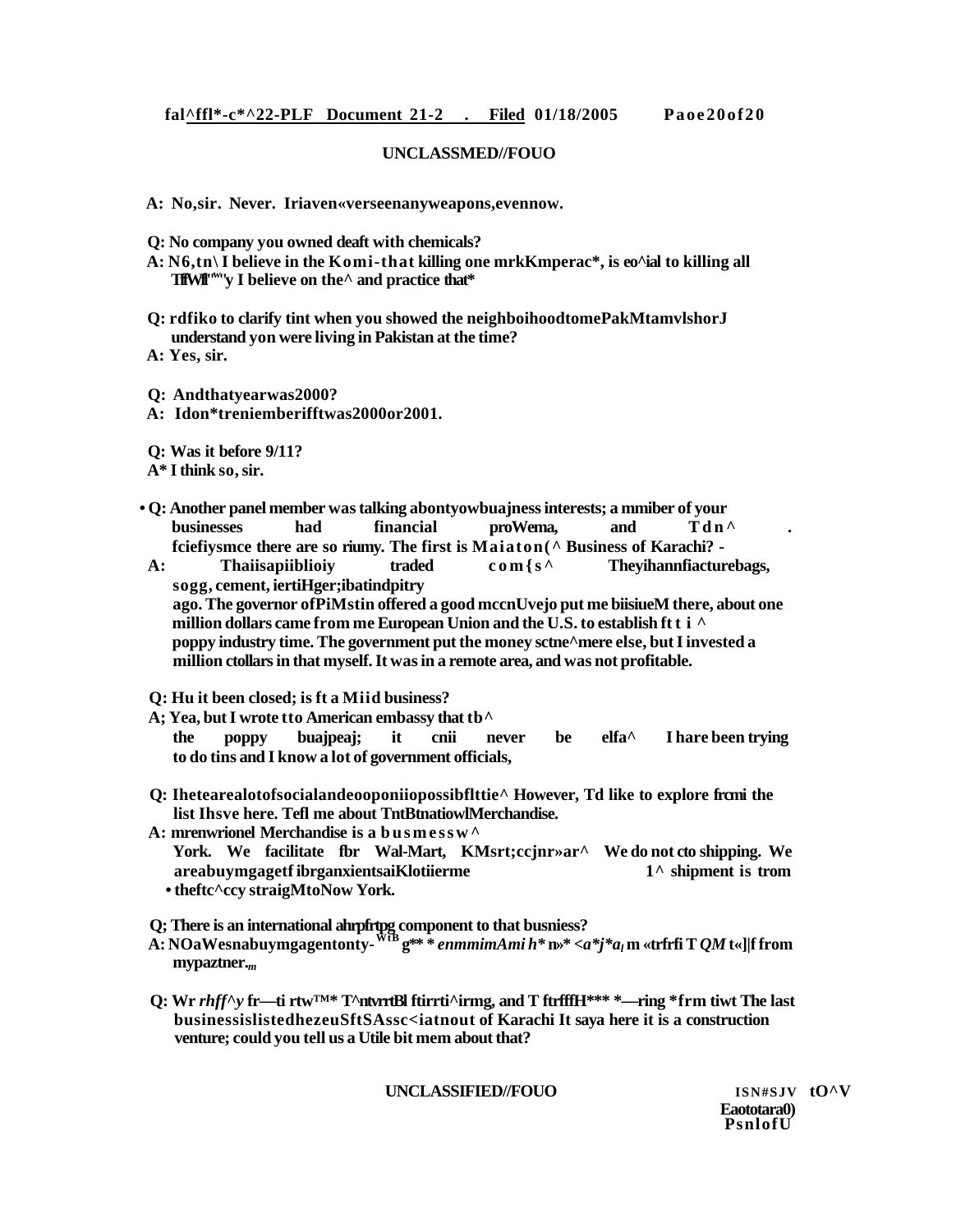UNCLASSMED//FOUO

A: No,sir. Never. Iriaven«verseenanyweapons,evennow.

Q: No company you owned deaft with chemicals?
A: N6,tn\ I believe in the Komi-that killing one mrkKmperac*, is eo^ial to killing all TIfWlI"^"'y I believe on the^ and practice that*

Q: rdfiko to clarify tint when you showed the neighboihoodtomePakMtamvlshorJ understand yon were living in Pakistan at the time?
A: Yes, sir.

Q: Andthatyearwas2000?
A: Idon*treniemberifftwas2000or2001.

Q: Was it before 9/11?
A* I think so, sir.

• Q: Another panel member was talking abontyowbuajness interests; a mmiber of your businesses had financial proWema, and Tdn^ . fciefiysmce there are so riumy. The first is Maiaton(^ Business of Karachi? -
A: Thaiisapiiblioiy traded com{s^ Theyihannfiacturebags, sogg, cement, iertiHger;ibatindpitry ago. The governor ofPiMstin offered a good mccnUvejo put me biisiueM there, about one million dollars came from me European Union and the U.S. to establish ft t i ^ poppy industry time. The government put the money sctne^mere else, but I invested a million ctollars in that myself. It was in a remote area, and was not profitable.

Q: Hu it been closed; is ft a Miid business?
A; Yea, but I wrote tto American embassy that tb^ the poppy buajpeaj; it cnii never be elfa^ I hare been trying to do tins and I know a lot of government officials,

Q: Ihetearealotofsocialandeooponiiopossibflttie^ However, Td like to explore frcmi the list Ihsve here. Tefl me about TntBtnatiowlMerchandise.
A: mrenwrionel Merchandise is a busmessw^ York. We facilitate fbr Wal-Mart, KMsrt;ccjnr»ar^ We do not cto shipping. We areabuymgagetf ibrganxientsaiKlotiierme 1^ shipment is trom • theftc^ccy straigMtoNow York.

Q; There is an international ahrpfrtpg component to that busniess?
A: NOaWesnabuymgagentonty-WiB g** * enmmimAmi h* n»* <a*j*a_l m «trfrfi T QM t«]|f from mypaztner.,m

Q: Wr rhff^y fr—ti rtw™* T^ntvrrtBl ftirrti^irmg, and T ftrfffH*** *—ring *frm tiwt The last businessislistedhezeuSftSAssc<iatnout of Karachi It saya here it is a construction venture; could you tell us a Utile bit mem about that?

UNCLASSIFIED//FOUO

ISN#SJV tO^V
Eaototara0)
PsnlofU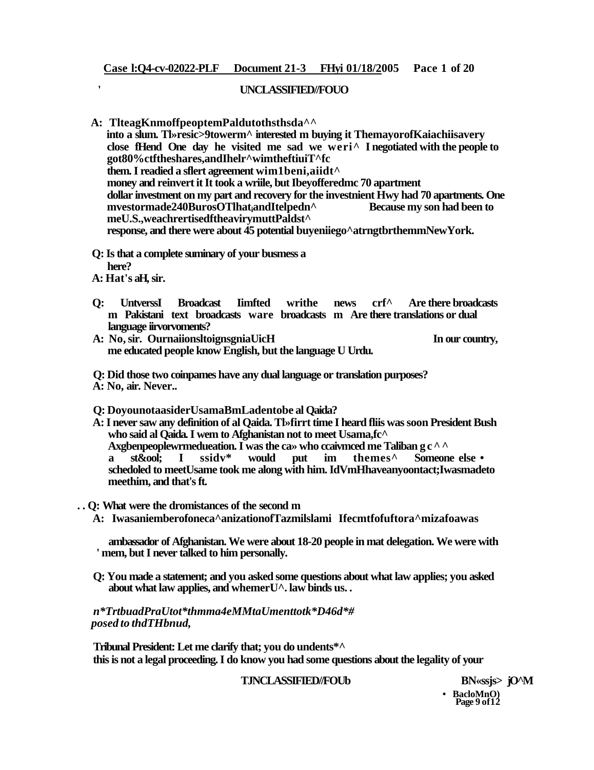UNCLASSIFIED//FOUO

A: TlteagKnmoffpeoptemPaldutothsthsda^^
into a slum. Tl»resic>9towerm^ interested m buying it ThemayorofKaiachiisavery close fHend One day he visited me sad we weri^ I negotiated with the people to got80%ctftheshares,andIhelr^wimtheftiuiT^fc them. I readied a sflert agreement wim1beni,aiidt^ money and reinvert it It took a wriile, but Ibeyofferedmc 70 apartment dollar investment on my part and recovery for the investnient Hwy had 70 apartments. One mvestormade240BurosOTlhat¡andItelpedn^ Because my son had been to meU.S.,weachrertisedftheavirymuttPaldst^ response, and there were about 45 potential buyeniiego^atrngtbrthemmNewYork.

Q: Is that a complete suminary of your busmess a here?

A: Hat's aH, sir.

Q: UntverssI Broadcast Iimfted writhe news crf^ Are there broadcasts m Pakistani text broadcasts ware broadcasts m Are there translations or dual language iirvorvoments?

A: No, sir. OurnaiionsltoignsgniaUicH In our country, me educated people know English, but the language U Urdu.

Q: Did those two coinpames have any dual language or translation purposes?

A: No, air. Never..

Q: DoyounotaasiderUsamaBmLadentobe al Qaida?

A: I never saw any definition of al Qaida. Tl»firrt time I heard fliis was soon President Bush who said al Qaida. I wem to Afghanistan not to meet Usama,fc^ Axgbenpeoplewrmedueation. I was the ca» who ccaivmced me Taliban g c ^ ^ a st&ool; I ssidv* would put im themes^ Someone else • schedoled to meetUsame took me along with him. IdVmHhaveanyoontact;Iwasmadeto meethim, and that's ft.

. . Q: What were the dromistances of the second m

A: Iwasaniemberofoneca^anizationofTazmilslami Ifecmtfofuftora^mizafoawas ambassador of Afghanistan. We were about 18-20 people in mat delegation. We were with ' mem, but I never talked to him personally.

Q: You made a statement; and you asked some questions about what law applies; you asked about what law applies, and whemerU^. law binds us. .

*n*TrtbuadPraUtot*thmma4eMMtaUmenttotk*D46d*# posed to thdTHbnud,*

Tribunal President: Let me clarify that; you do undents*^ this is not a legal proceeding. I do know you had some questions about the legality of your

TJNCLASSIFIED//FOUb

BN«ssjs> jO^M • BacloMnO)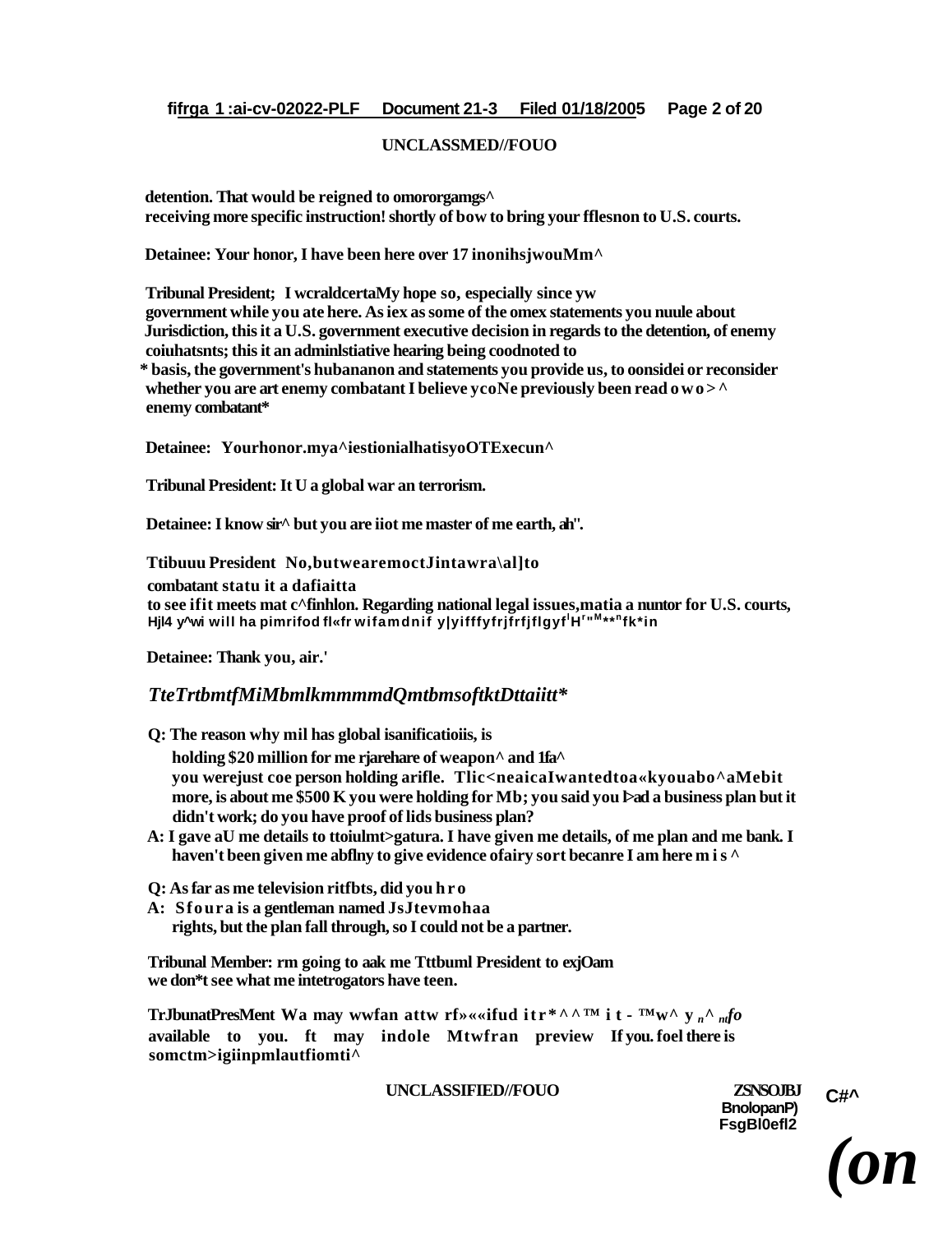UNCLASSMED//FOUO

detention. That would be reigned to omororgamgs^ receiving more specific instruction! shortly of bow to bring your fflesnon to U.S. courts.

Detainee: Your honor, I have been here over 17 inonihsjwouMm^

Tribunal President; I wcraldcertaMy hope so, especially since yw government while you ate here. As iex as some of the omex statements you nuule about Jurisdiction, this it a U.S. government executive decision in regards to the detention, of enemy coiuhatsnts; this it an adminlstiative hearing being coodnoted to * basis, the government's hubananon and statements you provide us, to oonsidei or reconsider whether you are art enemy combatant I believe ycoNe previously been read o w o > ^ enemy combatant*

Detainee: Yourhonor.mya^iestionialhatisyoOTExecun^

Tribunal President: It U a global war an terrorism.

Detainee: I know sir^ but you are iiot me master of me earth, ah".

Ttibuuu President No,butwearemoctJintawra\al]to combatant statu it a dafiaitta to see ifit meets mat c^finhlon. Regarding national legal issues,matia a nuntor for U.S. courts, Hjl4 y^wi will ha pimrifod fl«fr wifamdnif y|yifffyfrjfrfjflgyf'H'"M**nfk*in

Detainee: Thank you, air.'

*TteTrtbmtfMiMbmlkmmmmdQmtbmsoftktDttaiitt**

Q: The reason why mil has global isanificatioiis, is holding $20 million for me rjarehare of weapon^ and 1fa^ you werejust coe person holding arifle. Tlic<neaicaIwantedtoa«kyouabo^aMebit more, is about me $500 K you were holding for Mb; you said you l>ad a business plan but it didn't work; do you have proof of lids business plan?

A: I gave aU me details to ttoiulmt>gatura. I have given me details, of me plan and me bank. I haven't been given me abflny to give evidence ofairy sort becanre I am here m i s ^

Q: As far as me television ritfbts, did you h r o

A: Sfoura is a gentleman named JsJtevmohaa rights, but the plan fall through, so I could not be a partner.

Tribunal Member: rm going to aak me Tttbuml President to exjOam we don*t see what me intetrogators have teen.

TrJbunatPresMent Wa may wwfan attw rf»««ifud itr*^^™ it - ™w^ y n^ ntfo available to you. ft may indole Mtwfran preview If you. foel there is somctm>igiinpmlautfiomti^

UNCLASSIFIED//FOUO

ZSNSOJBJ
BnolopanP)
FsgBl0efl2

C#^

*(on*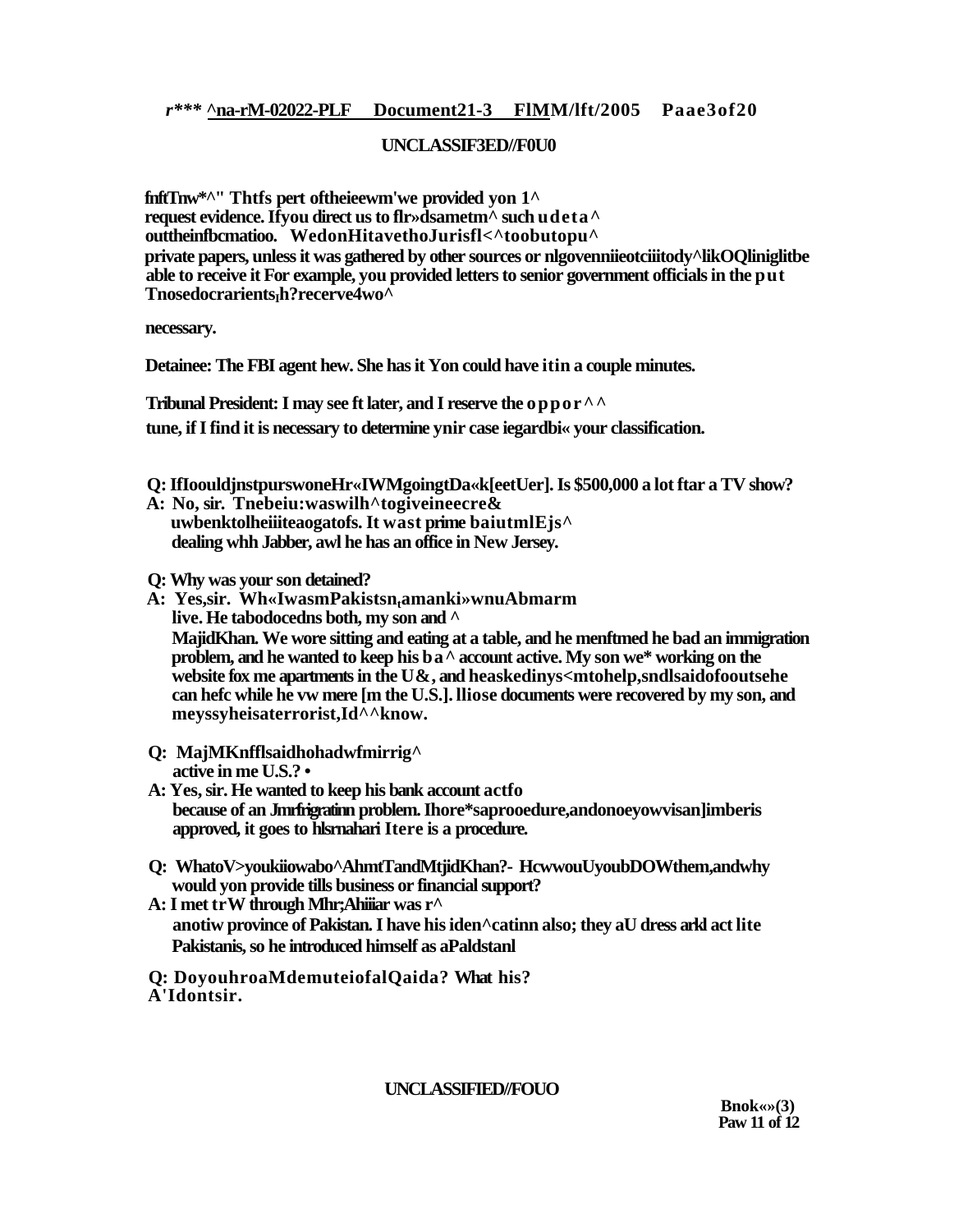**UNCLASSIF3ED//F0U0**

fnftTnw*^" Thtfs pert oftheieewm'we provided yon 1^ request evidence. Ifyou direct us to flr»dsametm^ such udeta^ outtheinfbcmatioo. WedonHitavethoJurisfl<^toobutopu^ private papers, unless it was gathered by other sources or nlgovenniieotciiitody^likOQliniglitbe able to receive it For example, you provided letters to senior government officials in the put Tnosedocrarients,h?recerve4wo^

necessary.

**Detainee:** The FBI agent hew. She has it Yon could have itin a couple minutes.

**Tribunal President:** I may see ft later, and I reserve the oppor^^ tune, if I find it is necessary to determine ynir case iegardbi« your classification.

**Q:** IfIoouldjnstpurswoneHr«IWMgoingtDa«k[eetUer]. Is $500,000 a lot ftar a TV show?

**A:** No, sir. Tnebeiu:waswilh^togiveineecre& uwbenktolheiiiteaogatofs. It wast prime baiutmlEjs^ dealing whh Jabber, awl he has an office in New Jersey.

**Q:** Why was your son detained?

**A:** Yes,sir. Wh«IwasmPakistsn,amanki»wnuAbmarm live. He tabodocedns both, my son and ^ MajidKhan. We wore sitting and eating at a table, and he menftmed he bad an immigration problem, and he wanted to keep his ba^ account active. My son we* working on the website fox me apartments in the U&, and heaskedinys<mtohelp,sndlsaidofooutsehe can hefc while he vw mere [m the U.S.]. lliose documents were recovered by my son, and meyssyheisaterrorist,Id^^know.

**Q:** MajMKnfflsaidhohadwfmirrig^ active in me U.S.? •

**A:** Yes, sir. He wanted to keep his bank account actfo because of an Jmrfrigratinn problem. Ihore*saprooedure,andonoeyowvisan]imberis approved, it goes to hlsrnahari Itere is a procedure.

**Q:** WhatoV>youkiiowabo^AhmtTandMtjidKhan?- HcwwouUyoubDOWthem,andwhy would yon provide tills business or financial support?

**A:** I met trW through Mhr;Ahiiiar was r^ anotiw province of Pakistan. I have his iden^catinn also; they aU dress arkl act lite Pakistanis, so he introduced himself as aPaldstanl

**Q:** DoyouhroaMdemuteiofalQaida? What his?

**A**'Idontsir.

**UNCLASSIFIED//FOUO**

Bnok«»(3)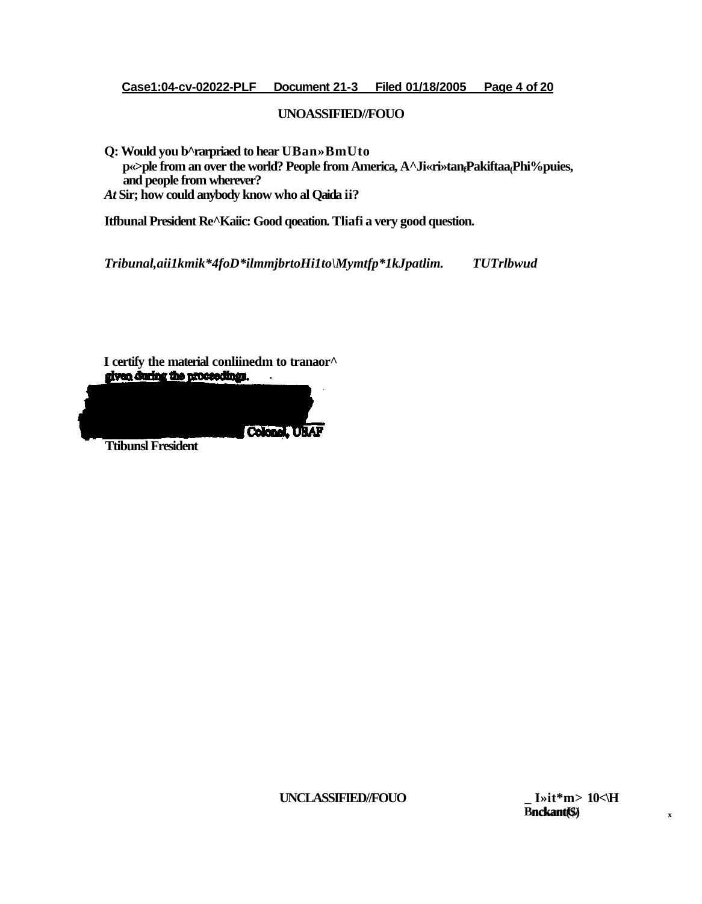UNOASSIFIED//FOUO

**Q: Would you b^rarpriaed to hear UBan»BmUto p«>ple from an over the world? People from America, A^Ji«ri»tan,Pakiftaa,Phi%puies, and people from wherever?**

***At*** **Sir; how could anybody know who al Qaida ii?**

**Itfbunal President Re^Kaiic: Good qoeation. Tliafi a very good question.**

***Tribunal,aii1kmik*4foD*ilmmjbrtoHi1to\Mymtfp*1kJpatlim. TUTrlbwud***

**I certify the material conliinedm to tranaor^ given during the proceedings.**

**Colonel, USAF**

**Ttibunsl Fresident**

UNCLASSIFIED//FOUO

_ I»it*m> 10<\H

Bnckant(\$)

x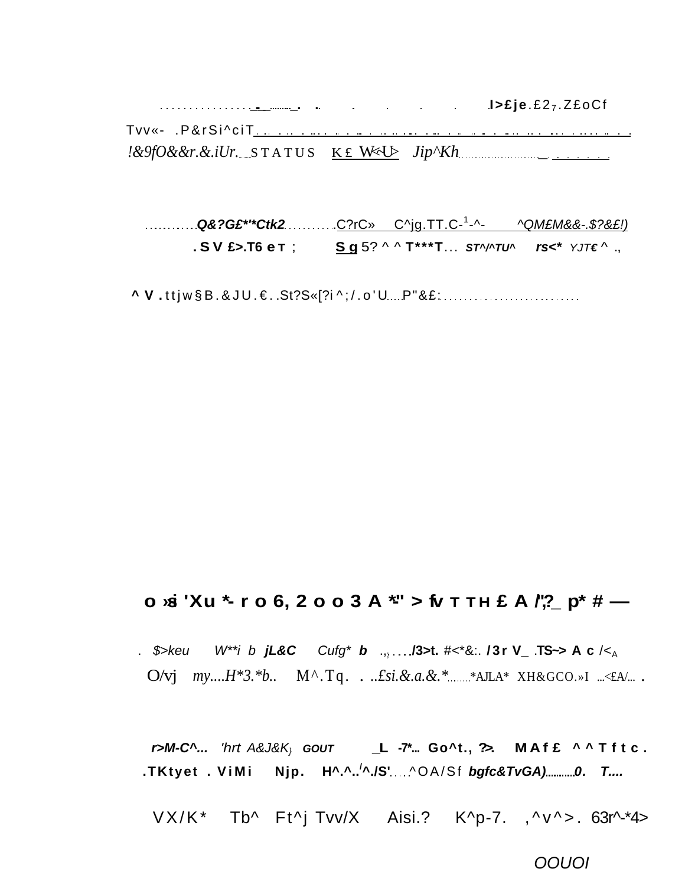...............__........_.  ..    .    .    .    .  .I>£je.£2$_7$.Z£oCf

Tvv«- .P&rSi^ciT.......................................................

!&9fO&&r.&.iUr......STATUS K£ W<U> Jip^Kh..........................._ . . . . . .

..........Q&?G£*'*Ctk2...........C?rC» C^jg.TT.C-[1]-^- ^QM£M&&-.$?&£!)

.SV £>.T6 eт ; Sg5? ^ ^ T***T... ST^/^TU^ rs<* YJT€ ^ .,

^ V .ttjw§B.&JU.€..St?S«[?i^;/.o'U.....P"&£:..........................

**o »si 'Xu *- r o 6, 2 o o 3 A *-" > fv т т н £ A /';?_ p* # —**

. $>keu W**i b jL&C Cufg* b .,;.../3>t. #<*&:. /3r V_ .TS~> A c /<A

O/vj my....H*3.*b.. M^.Tq. . ..£si.&.a.&.*.......*AJLA* XH&GCO.»I ...<£A/... .

r>M-C^... 'hrt A&J&K} GOUT _L -7*... Go^t., ?>. MAf£ ^^Tftc.

.TKtyet . ViMi Njp. H^.^..'^./S'....^OA/Sf bgfc&TvGA)...........0. T....

VX/K* Tb^ Ft^j Tvv/X Aisi.? K^p-7. ,^v^>. 63r^-*4>

OOUOI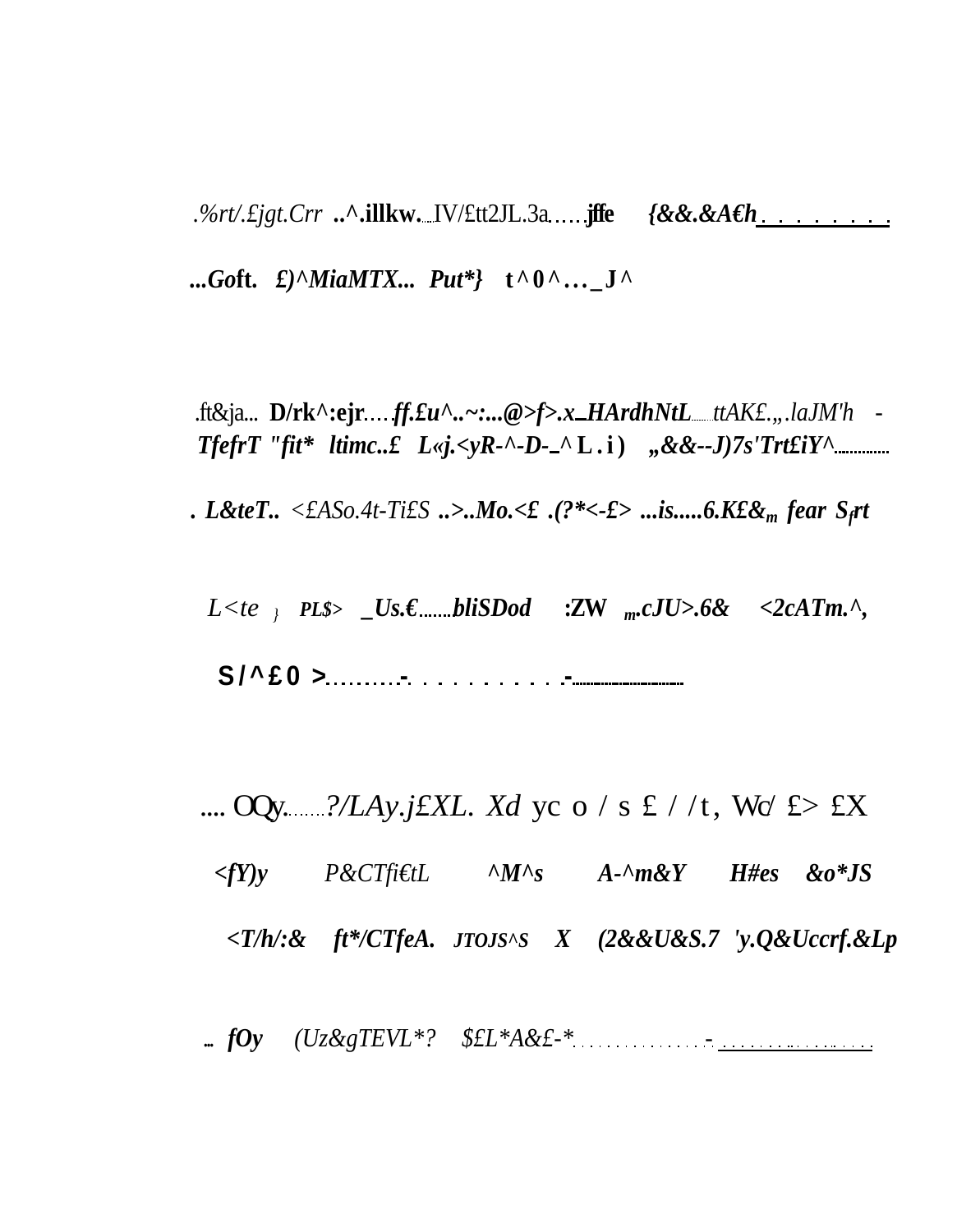.%rt/.£jgt.Crr **..^.illkw.....IV/£tt2JL.3a.....jffe** ***{&&.&A€h. . . . . . . . .***

***...Goft. £)^MiaMTX... Put*} t^0^..._J^***

.ft&ja... **D/rk^:ejr.....** ***ff.£u^..~:...@>f>.x_HArdhNtL......*** *ttAK£.„.laJM'h -* ***TfefrT "fit* ltimc..£ L«j.<yR-^-D-_^L.i) „&&--J)7s'Trt£iY^..............***

***. L&teT..*** *<£ASo.4t-Ti£S* ***..>..Mo.<£ .(?*<-£> ...is.....6.K£&$_m$ fear S$_f$rt***

*L<te }* ***PL$> _Us.€........bliSDod :ZW $_m$.cJU>.6& <2cATm.^,***

**S/^£0 >..........-. . . . . . . . . . .-.................................**

.... OQy........*?/LAy.j£XL. Xd* yc o / s £ / /t, Wc/ £> £X

***<fY)y*** *P&CTfi€tL* ***^M^s A-^m&Y H#es &o*JS***

***<T/h/:& ft*/CTfeA. JTOJS^S X (2&&U&S.7 'y.Q&Uccrf.&Lp***

***... fOy*** *(Uz&gTEVL*? $£L*A&£-*. . . . . . . . . . . . . . . .- . . . . . . . .. . . . .. . . . .*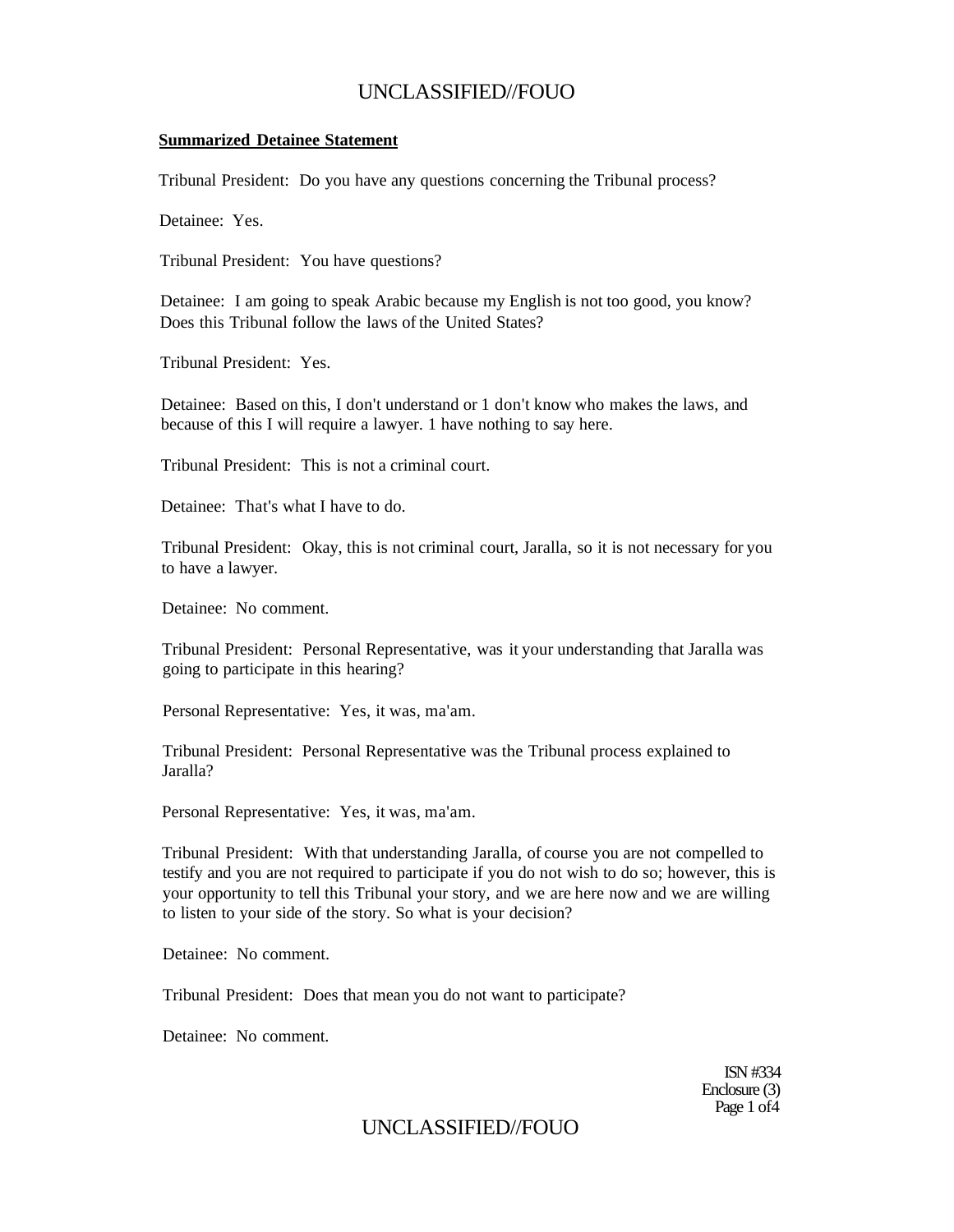**Summarized Detainee Statement**

Tribunal President: Do you have any questions concerning the Tribunal process?

Detainee: Yes.

Tribunal President: You have questions?

Detainee: I am going to speak Arabic because my English is not too good, you know? Does this Tribunal follow the laws of the United States?

Tribunal President: Yes.

Detainee: Based on this, I don't understand or 1 don't know who makes the laws, and because of this I will require a lawyer. 1 have nothing to say here.

Tribunal President: This is not a criminal court.

Detainee: That's what I have to do.

Tribunal President: Okay, this is not criminal court, Jaralla, so it is not necessary for you to have a lawyer.

Detainee: No comment.

Tribunal President: Personal Representative, was it your understanding that Jaralla was going to participate in this hearing?

Personal Representative: Yes, it was, ma'am.

Tribunal President: Personal Representative was the Tribunal process explained to Jaralla?

Personal Representative: Yes, it was, ma'am.

Tribunal President: With that understanding Jaralla, of course you are not compelled to testify and you are not required to participate if you do not wish to do so; however, this is your opportunity to tell this Tribunal your story, and we are here now and we are willing to listen to your side of the story. So what is your decision?

Detainee: No comment.

Tribunal President: Does that mean you do not want to participate?

Detainee: No comment.

ISN #334
Enclosure (3)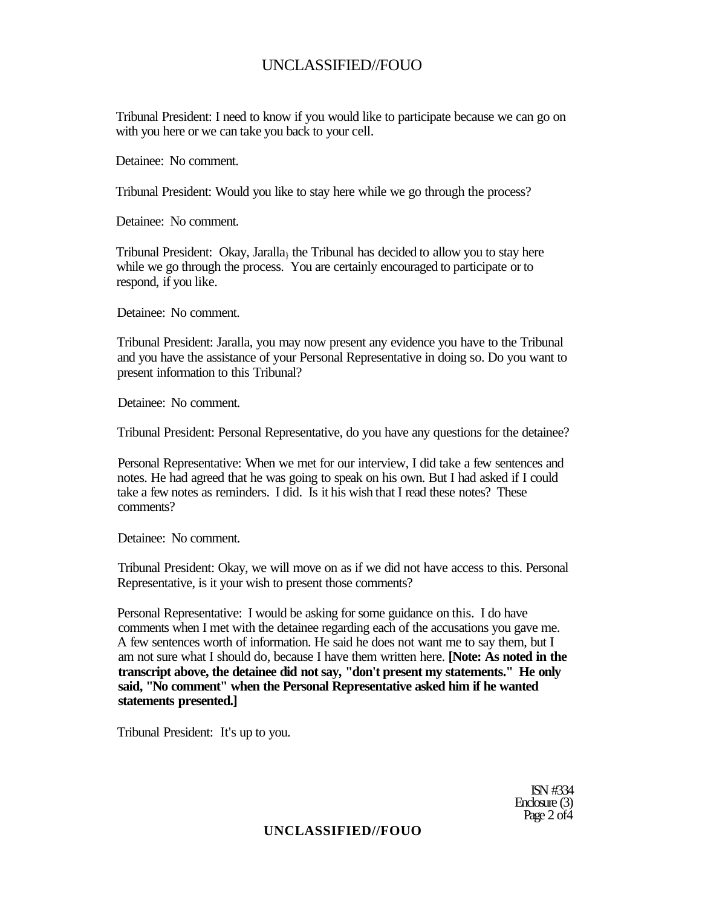Tribunal President: I need to know if you would like to participate because we can go on with you here or we can take you back to your cell.

Detainee: No comment.

Tribunal President: Would you like to stay here while we go through the process?

Detainee: No comment.

Tribunal President: Okay, Jaralla} the Tribunal has decided to allow you to stay here while we go through the process. You are certainly encouraged to participate or to respond, if you like.

Detainee: No comment.

Tribunal President: Jaralla, you may now present any evidence you have to the Tribunal and you have the assistance of your Personal Representative in doing so. Do you want to present information to this Tribunal?

Detainee: No comment.

Tribunal President: Personal Representative, do you have any questions for the detainee?

Personal Representative: When we met for our interview, I did take a few sentences and notes. He had agreed that he was going to speak on his own. But I had asked if I could take a few notes as reminders. I did. Is it his wish that I read these notes? These comments?

Detainee: No comment.

Tribunal President: Okay, we will move on as if we did not have access to this. Personal Representative, is it your wish to present those comments?

Personal Representative: I would be asking for some guidance on this. I do have comments when I met with the detainee regarding each of the accusations you gave me. A few sentences worth of information. He said he does not want me to say them, but I am not sure what I should do, because I have them written here. **[Note: As noted in the transcript above, the detainee did not say, "don't present my statements." He only said, "No comment" when the Personal Representative asked him if he wanted statements presented.]**

Tribunal President: It's up to you.

ISN #334
Enclosure (3)
Page 2 of 4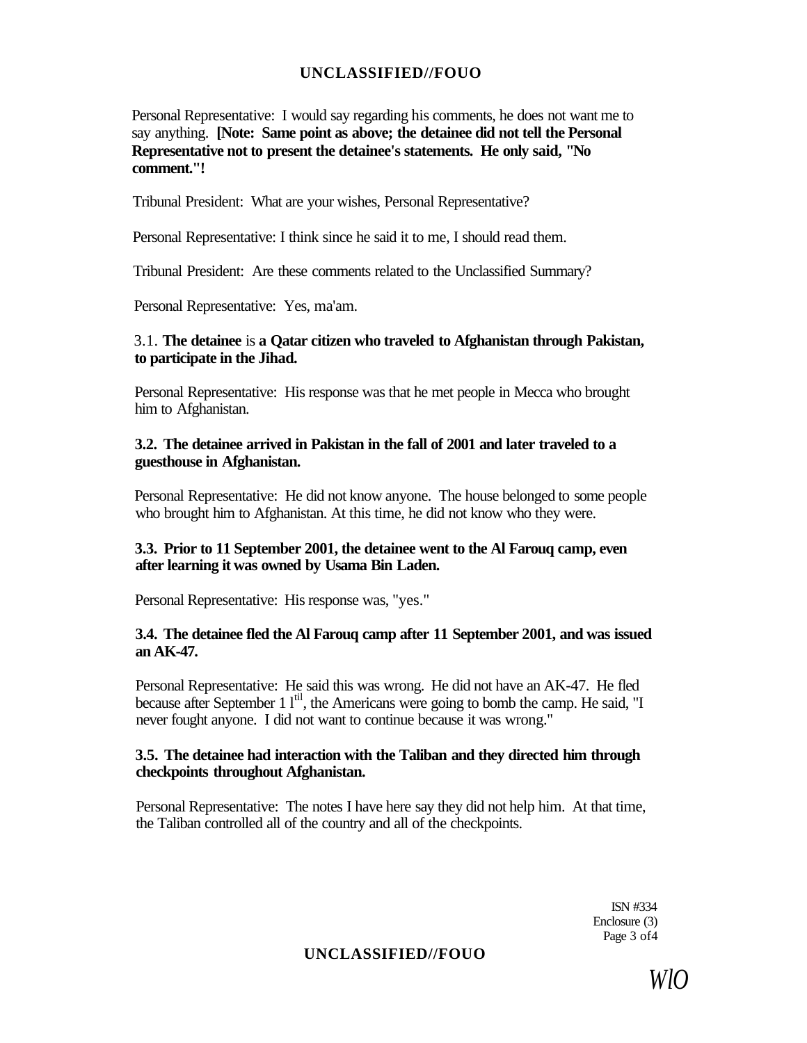Personal Representative: I would say regarding his comments, he does not want me to say anything. **[Note: Same point as above; the detainee did not tell the Personal Representative not to present the detainee's statements. He only said, "No comment."!**

Tribunal President: What are your wishes, Personal Representative?

Personal Representative: I think since he said it to me, I should read them.

Tribunal President: Are these comments related to the Unclassified Summary?

Personal Representative: Yes, ma'am.

3.1. **The detainee** is **a Qatar citizen who traveled to Afghanistan through Pakistan, to participate in the Jihad.**

Personal Representative: His response was that he met people in Mecca who brought him to Afghanistan.

**3.2. The detainee arrived in Pakistan in the fall of 2001 and later traveled to a guesthouse in Afghanistan.**

Personal Representative: He did not know anyone. The house belonged to some people who brought him to Afghanistan. At this time, he did not know who they were.

**3.3. Prior to 11 September 2001, the detainee went to the Al Farouq camp, even after learning it was owned by Usama Bin Laden.**

Personal Representative: His response was, "yes."

**3.4. The detainee fled the Al Farouq camp after 11 September 2001, and was issued an AK-47.**

Personal Representative: He said this was wrong. He did not have an AK-47. He fled because after September 1 1til, the Americans were going to bomb the camp. He said, "I never fought anyone. I did not want to continue because it was wrong."

**3.5. The detainee had interaction with the Taliban and they directed him through checkpoints throughout Afghanistan.**

Personal Representative: The notes I have here say they did not help him. At that time, the Taliban controlled all of the country and all of the checkpoints.

ISN #334
Enclosure (3)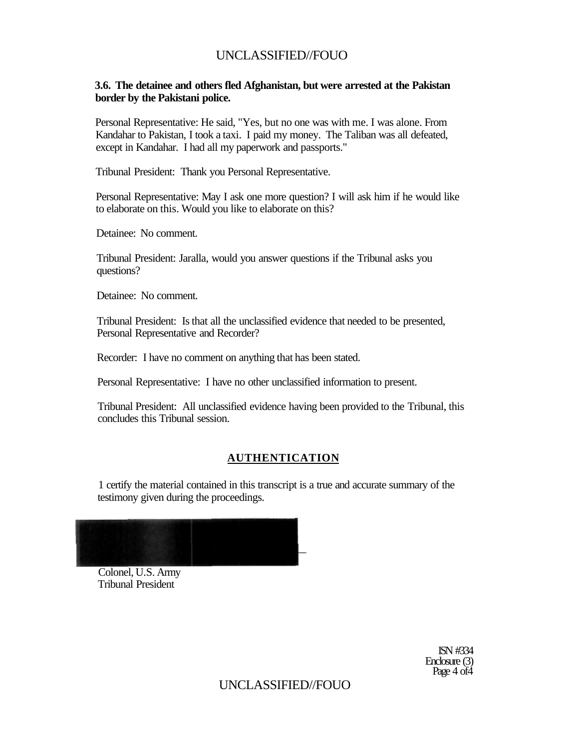**3.6. The detainee and others fled Afghanistan, but were arrested at the Pakistan border by the Pakistani police.**

Personal Representative: He said, "Yes, but no one was with me. I was alone. From Kandahar to Pakistan, I took a taxi. I paid my money. The Taliban was all defeated, except in Kandahar. I had all my paperwork and passports."

Tribunal President: Thank you Personal Representative.

Personal Representative: May I ask one more question? I will ask him if he would like to elaborate on this. Would you like to elaborate on this?

Detainee: No comment.

Tribunal President: Jaralla, would you answer questions if the Tribunal asks you questions?

Detainee: No comment.

Tribunal President: Is that all the unclassified evidence that needed to be presented, Personal Representative and Recorder?

Recorder: I have no comment on anything that has been stated.

Personal Representative: I have no other unclassified information to present.

Tribunal President: All unclassified evidence having been provided to the Tribunal, this concludes this Tribunal session.

## AUTHENTICATION

1 certify the material contained in this transcript is a true and accurate summary of the testimony given during the proceedings.

Colonel, U.S. Army
Tribunal President

ISN #334
Enclosure (3)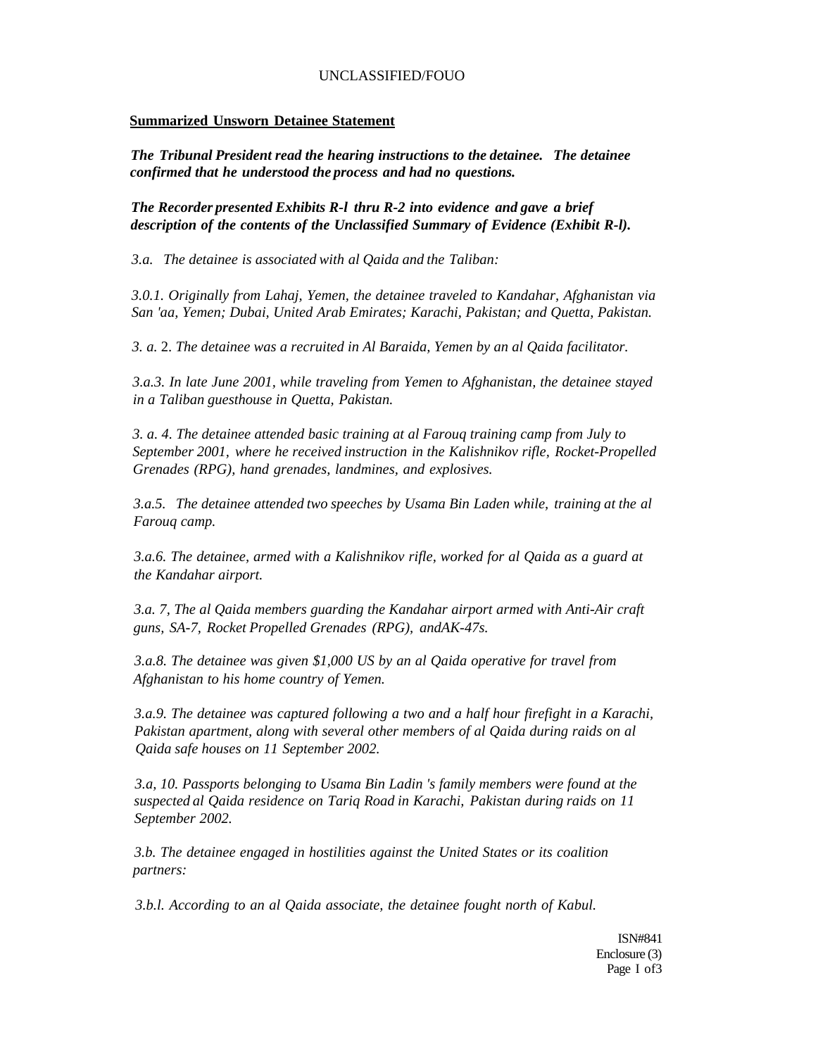**Summarized Unsworn Detainee Statement**

***The Tribunal President read the hearing instructions to the detainee. The detainee confirmed that he understood the process and had no questions.***

***The Recorder presented Exhibits R-l thru R-2 into evidence and gave a brief description of the contents of the Unclassified Summary of Evidence (Exhibit R-l).***

*3.a. The detainee is associated with al Qaida and the Taliban:*

*3.0.1. Originally from Lahaj, Yemen, the detainee traveled to Kandahar, Afghanistan via San 'aa, Yemen; Dubai, United Arab Emirates; Karachi, Pakistan; and Quetta, Pakistan.*

*3. a.* 2. *The detainee was a recruited in Al Baraida, Yemen by an al Qaida facilitator.*

*3.a.3. In late June 2001, while traveling from Yemen to Afghanistan, the detainee stayed in a Taliban guesthouse in Quetta, Pakistan.*

*3. a. 4. The detainee attended basic training at al Farouq training camp from July to September 2001, where he received instruction in the Kalishnikov rifle, Rocket-Propelled Grenades (RPG), hand grenades, landmines, and explosives.*

*3.a.5. The detainee attended two speeches by Usama Bin Laden while, training at the al Farouq camp.*

*3.a.6. The detainee, armed with a Kalishnikov rifle, worked for al Qaida as a guard at the Kandahar airport.*

*3.a. 7, The al Qaida members guarding the Kandahar airport armed with Anti-Air craft guns, SA-7, Rocket Propelled Grenades (RPG), andAK-47s.*

*3.a.8. The detainee was given $1,000 US by an al Qaida operative for travel from Afghanistan to his home country of Yemen.*

*3.a.9. The detainee was captured following a two and a half hour firefight in a Karachi, Pakistan apartment, along with several other members of al Qaida during raids on al Qaida safe houses on 11 September 2002.*

*3.a, 10. Passports belonging to Usama Bin Ladin 's family members were found at the suspected al Qaida residence on Tariq Road in Karachi, Pakistan during raids on 11 September 2002.*

*3.b. The detainee engaged in hostilities against the United States or its coalition partners:*

*3.b.l. According to an al Qaida associate, the detainee fought north of Kabul.*

ISN#841
Enclosure (3)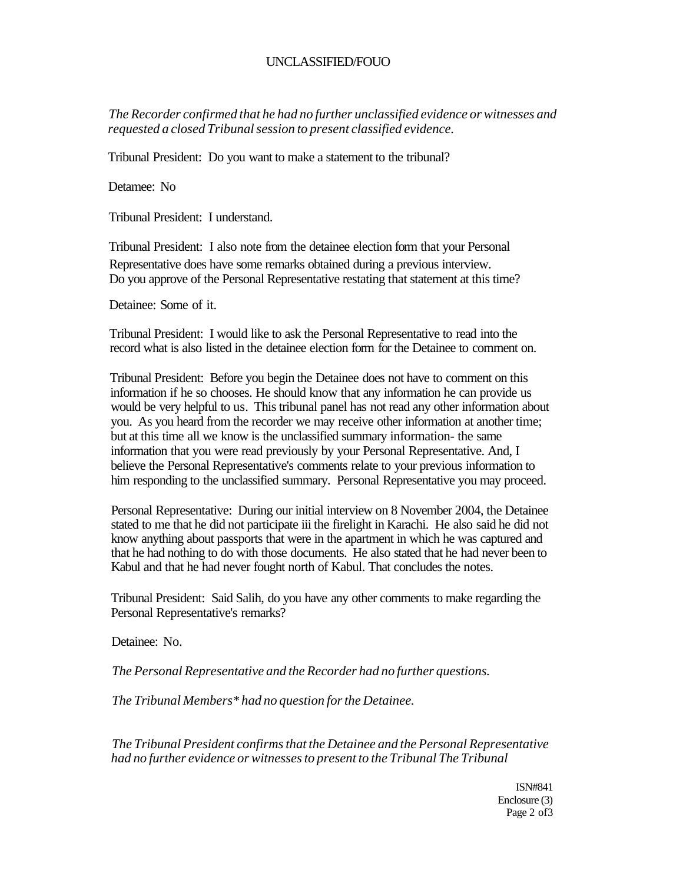*The Recorder confirmed that he had no further unclassified evidence or witnesses and requested a closed Tribunal session to present classified evidence.*

Tribunal President: Do you want to make a statement to the tribunal?

Detamee: No

Tribunal President: I understand.

Tribunal President: I also note from the detainee election form that your Personal Representative does have some remarks obtained during a previous interview. Do you approve of the Personal Representative restating that statement at this time?

Detainee: Some of it.

Tribunal President: I would like to ask the Personal Representative to read into the record what is also listed in the detainee election form for the Detainee to comment on.

Tribunal President: Before you begin the Detainee does not have to comment on this information if he so chooses. He should know that any information he can provide us would be very helpful to us. This tribunal panel has not read any other information about you. As you heard from the recorder we may receive other information at another time; but at this time all we know is the unclassified summary information- the same information that you were read previously by your Personal Representative. And, I believe the Personal Representative's comments relate to your previous information to him responding to the unclassified summary. Personal Representative you may proceed.

Personal Representative: During our initial interview on 8 November 2004, the Detainee stated to me that he did not participate iii the firelight in Karachi. He also said he did not know anything about passports that were in the apartment in which he was captured and that he had nothing to do with those documents. He also stated that he had never been to Kabul and that he had never fought north of Kabul. That concludes the notes.

Tribunal President: Said Salih, do you have any other comments to make regarding the Personal Representative's remarks?

Detainee: No.

*The Personal Representative and the Recorder had no further questions.*

*The Tribunal Members* had no question for the Detainee.*

*The Tribunal President confirms that the Detainee and the Personal Representative had no further evidence or witnesses to present to the Tribunal The Tribunal*

ISN#841
Enclosure (3)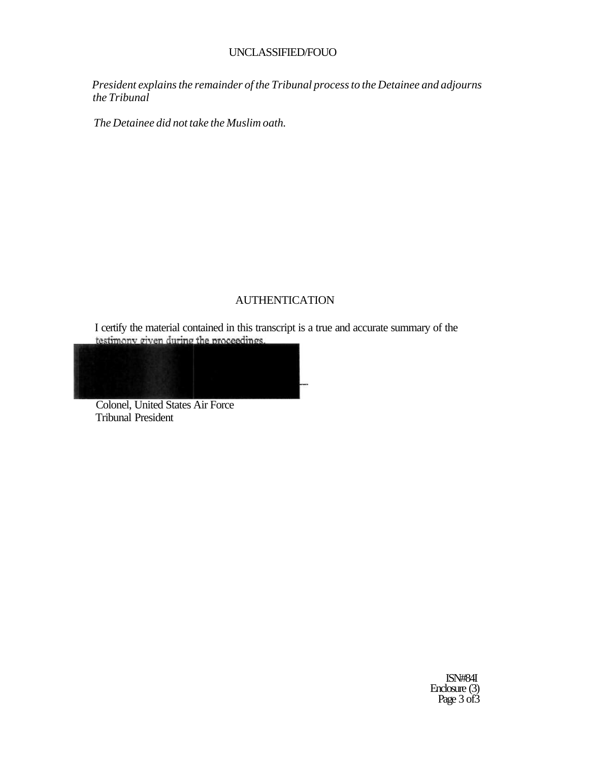*President explains the remainder of the Tribunal process to the Detainee and adjourns the Tribunal*

*The Detainee did not take the Muslim oath.*

## AUTHENTICATION

I certify the material contained in this transcript is a true and accurate summary of the testimony given during the proceedings.

Colonel, United States Air Force
Tribunal President

ISN#841
Enclosure (3)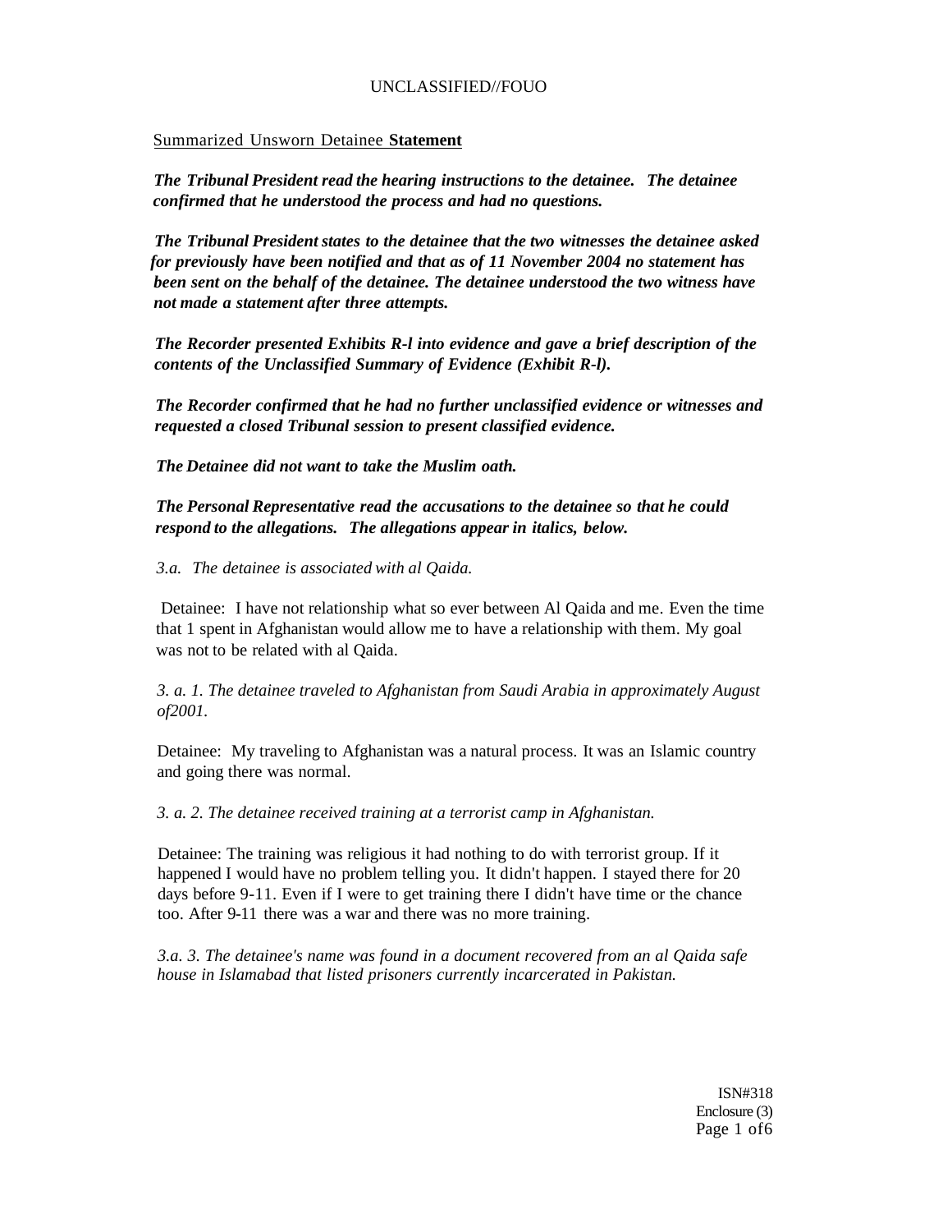Summarized Unsworn Detainee **Statement**

***The Tribunal President read the hearing instructions to the detainee. The detainee confirmed that he understood the process and had no questions.***

***The Tribunal President states to the detainee that the two witnesses the detainee asked for previously have been notified and that as of 11 November 2004 no statement has been sent on the behalf of the detainee. The detainee understood the two witness have not made a statement after three attempts.***

***The Recorder presented Exhibits R-l into evidence and gave a brief description of the contents of the Unclassified Summary of Evidence (Exhibit R-l).***

***The Recorder confirmed that he had no further unclassified evidence or witnesses and requested a closed Tribunal session to present classified evidence.***

***The Detainee did not want to take the Muslim oath.***

***The Personal Representative read the accusations to the detainee so that he could respond to the allegations. The allegations appear in italics, below.***

*3.a. The detainee is associated with al Qaida.*

Detainee: I have not relationship what so ever between Al Qaida and me. Even the time that 1 spent in Afghanistan would allow me to have a relationship with them. My goal was not to be related with al Qaida.

*3. a. 1. The detainee traveled to Afghanistan from Saudi Arabia in approximately August of2001.*

Detainee: My traveling to Afghanistan was a natural process. It was an Islamic country and going there was normal.

*3. a. 2. The detainee received training at a terrorist camp in Afghanistan.*

Detainee: The training was religious it had nothing to do with terrorist group. If it happened I would have no problem telling you. It didn't happen. I stayed there for 20 days before 9-11. Even if I were to get training there I didn't have time or the chance too. After 9-11 there was a war and there was no more training.

*3.a. 3. The detainee's name was found in a document recovered from an al Qaida safe house in Islamabad that listed prisoners currently incarcerated in Pakistan.*

ISN#318
Enclosure (3)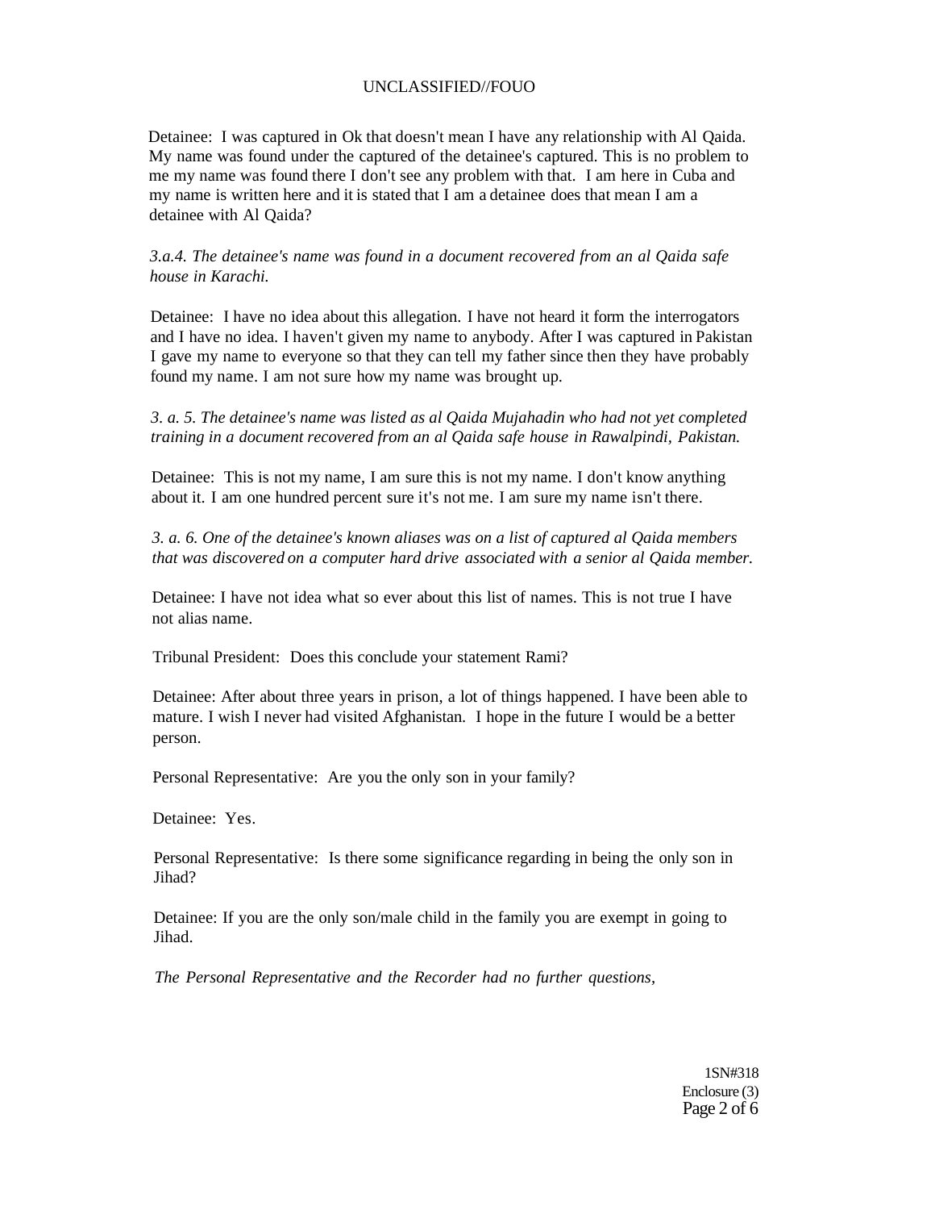Detainee: I was captured in Ok that doesn't mean I have any relationship with Al Qaida. My name was found under the captured of the detainee's captured. This is no problem to me my name was found there I don't see any problem with that. I am here in Cuba and my name is written here and it is stated that I am a detainee does that mean I am a detainee with Al Qaida?

*3.a.4. The detainee's name was found in a document recovered from an al Qaida safe house in Karachi.*

Detainee: I have no idea about this allegation. I have not heard it form the interrogators and I have no idea. I haven't given my name to anybody. After I was captured in Pakistan I gave my name to everyone so that they can tell my father since then they have probably found my name. I am not sure how my name was brought up.

*3. a. 5. The detainee's name was listed as al Qaida Mujahadin who had not yet completed training in a document recovered from an al Qaida safe house in Rawalpindi, Pakistan.*

Detainee: This is not my name, I am sure this is not my name. I don't know anything about it. I am one hundred percent sure it's not me. I am sure my name isn't there.

*3. a. 6. One of the detainee's known aliases was on a list of captured al Qaida members that was discovered on a computer hard drive associated with a senior al Qaida member.*

Detainee: I have not idea what so ever about this list of names. This is not true I have not alias name.

Tribunal President: Does this conclude your statement Rami?

Detainee: After about three years in prison, a lot of things happened. I have been able to mature. I wish I never had visited Afghanistan. I hope in the future I would be a better person.

Personal Representative: Are you the only son in your family?

Detainee: Yes.

Personal Representative: Is there some significance regarding in being the only son in Jihad?

Detainee: If you are the only son/male child in the family you are exempt in going to Jihad.

*The Personal Representative and the Recorder had no further questions,*

1SN#318
Enclosure (3)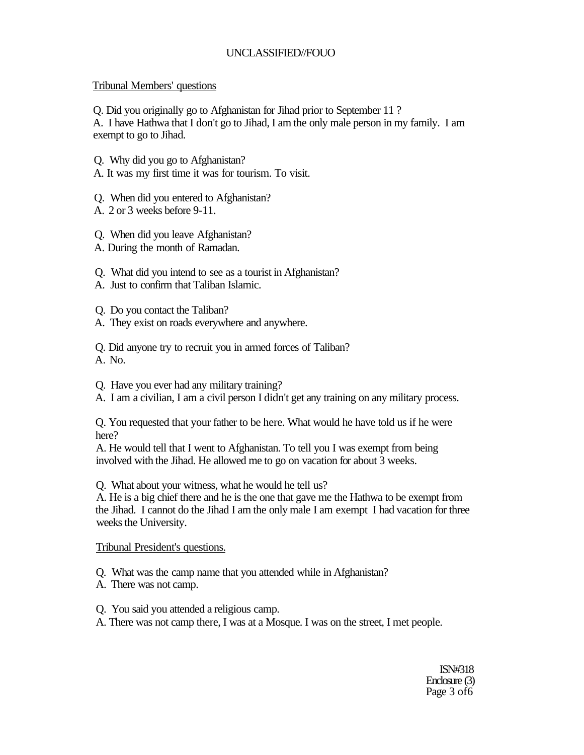Tribunal Members' questions

Q. Did you originally go to Afghanistan for Jihad prior to September 11 ?
A. I have Hathwa that I don't go to Jihad, I am the only male person in my family. I am exempt to go to Jihad.

Q. Why did you go to Afghanistan?
A. It was my first time it was for tourism. To visit.

Q. When did you entered to Afghanistan?
A. 2 or 3 weeks before 9-11.

Q. When did you leave Afghanistan?
A. During the month of Ramadan.

Q. What did you intend to see as a tourist in Afghanistan?
A. Just to confirm that Taliban Islamic.

Q. Do you contact the Taliban?
A. They exist on roads everywhere and anywhere.

Q. Did anyone try to recruit you in armed forces of Taliban?
A. No.

Q. Have you ever had any military training?
A. I am a civilian, I am a civil person I didn't get any training on any military process.

Q. You requested that your father to be here. What would he have told us if he were here?
A. He would tell that I went to Afghanistan. To tell you I was exempt from being involved with the Jihad. He allowed me to go on vacation for about 3 weeks.

Q. What about your witness, what he would he tell us?
A. He is a big chief there and he is the one that gave me the Hathwa to be exempt from the Jihad. I cannot do the Jihad I am the only male I am exempt I had vacation for three weeks the University.

Tribunal President's questions.

Q. What was the camp name that you attended while in Afghanistan?
A. There was not camp.

Q. You said you attended a religious camp.
A. There was not camp there, I was at a Mosque. I was on the street, I met people.

ISN#318
Enclosure (3)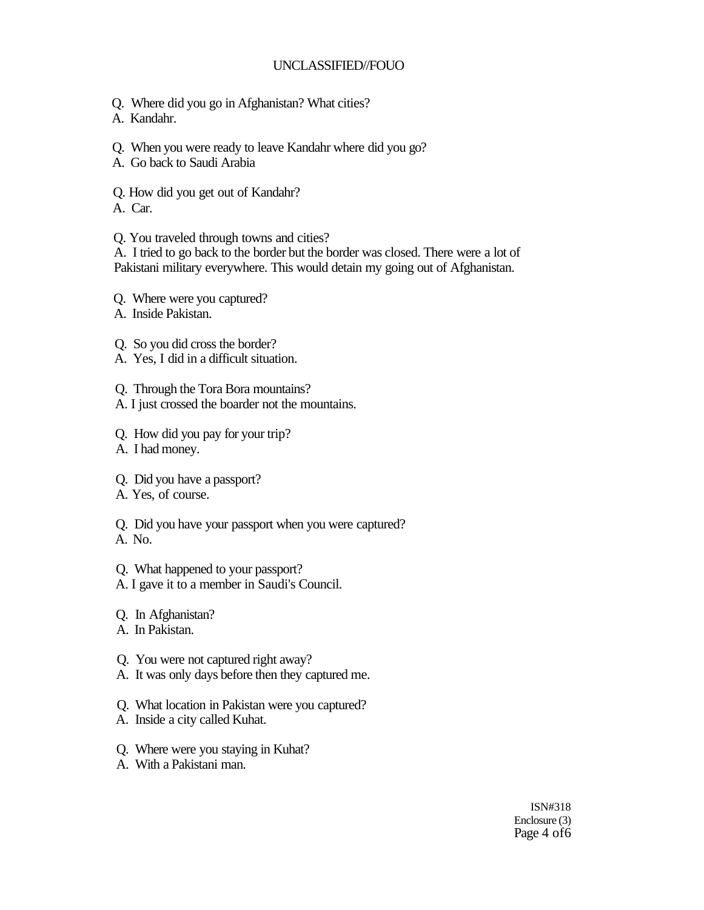Q. Where did you go in Afghanistan? What cities?
A. Kandahr.

Q. When you were ready to leave Kandahr where did you go?
A. Go back to Saudi Arabia

Q. How did you get out of Kandahr?
A. Car.

Q. You traveled through towns and cities?
A. I tried to go back to the border but the border was closed. There were a lot of Pakistani military everywhere. This would detain my going out of Afghanistan.

Q. Where were you captured?
A. Inside Pakistan.

Q. So you did cross the border?
A. Yes, I did in a difficult situation.

Q. Through the Tora Bora mountains?
A. I just crossed the boarder not the mountains.

Q. How did you pay for your trip?
A. I had money.

Q. Did you have a passport?
A. Yes, of course.

Q. Did you have your passport when you were captured?
A. No.

Q. What happened to your passport?
A. I gave it to a member in Saudi's Council.

Q. In Afghanistan?
A. In Pakistan.

Q. You were not captured right away?
A. It was only days before then they captured me.

Q. What location in Pakistan were you captured?
A. Inside a city called Kuhat.

Q. Where were you staying in Kuhat?
A. With a Pakistani man.

ISN#318
Enclosure (3)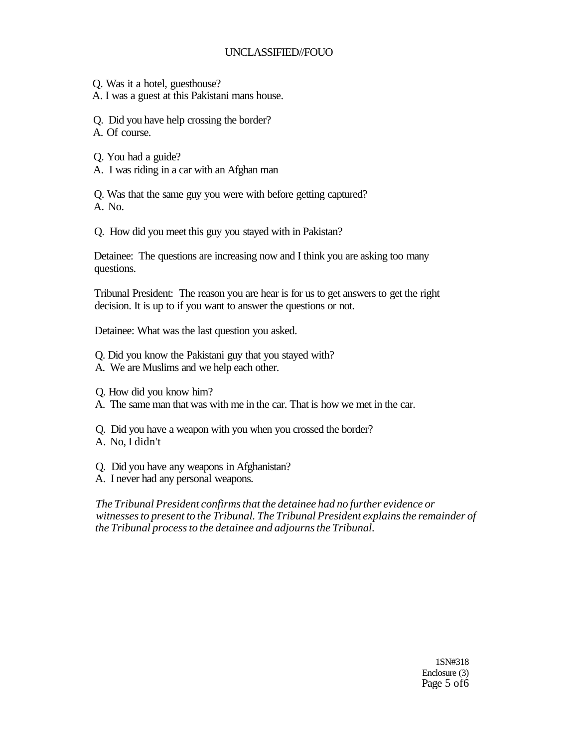Q. Was it a hotel, guesthouse?
A. I was a guest at this Pakistani mans house.

Q. Did you have help crossing the border?
A. Of course.

Q. You had a guide?
A. I was riding in a car with an Afghan man

Q. Was that the same guy you were with before getting captured?
A. No.

Q. How did you meet this guy you stayed with in Pakistan?

Detainee: The questions are increasing now and I think you are asking too many questions.

Tribunal President: The reason you are hear is for us to get answers to get the right decision. It is up to if you want to answer the questions or not.

Detainee: What was the last question you asked.

Q. Did you know the Pakistani guy that you stayed with?
A. We are Muslims and we help each other.

Q. How did you know him?
A. The same man that was with me in the car. That is how we met in the car.

Q. Did you have a weapon with you when you crossed the border?
A. No, I didn't

Q. Did you have any weapons in Afghanistan?
A. I never had any personal weapons.

*The Tribunal President confirms that the detainee had no further evidence or witnesses to present to the Tribunal. The Tribunal President explains the remainder of the Tribunal process to the detainee and adjourns the Tribunal.*

1SN#318
Enclosure (3)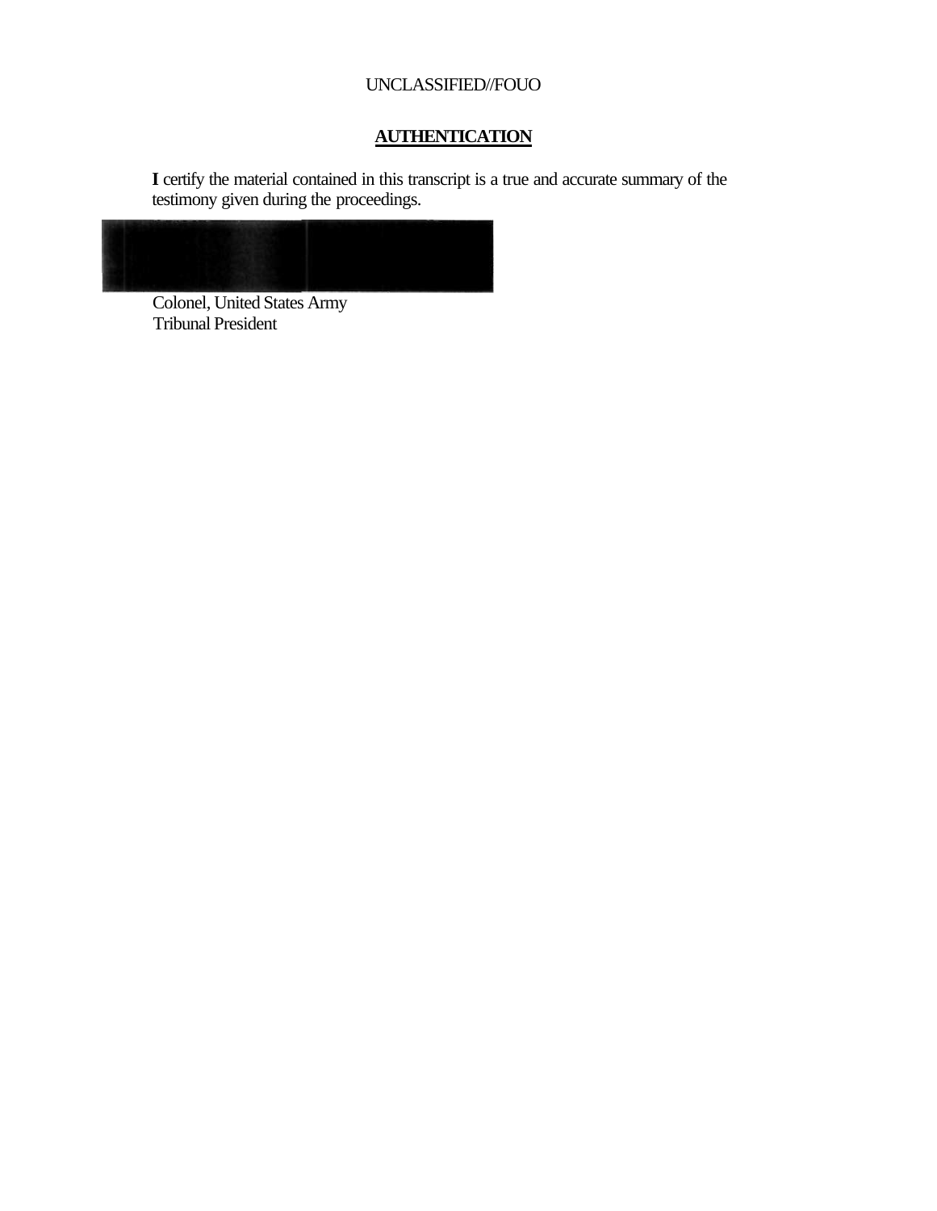UNCLASSIFIED//FOUO

## AUTHENTICATION

I certify the material contained in this transcript is a true and accurate summary of the testimony given during the proceedings.

Colonel, United States Army
Tribunal President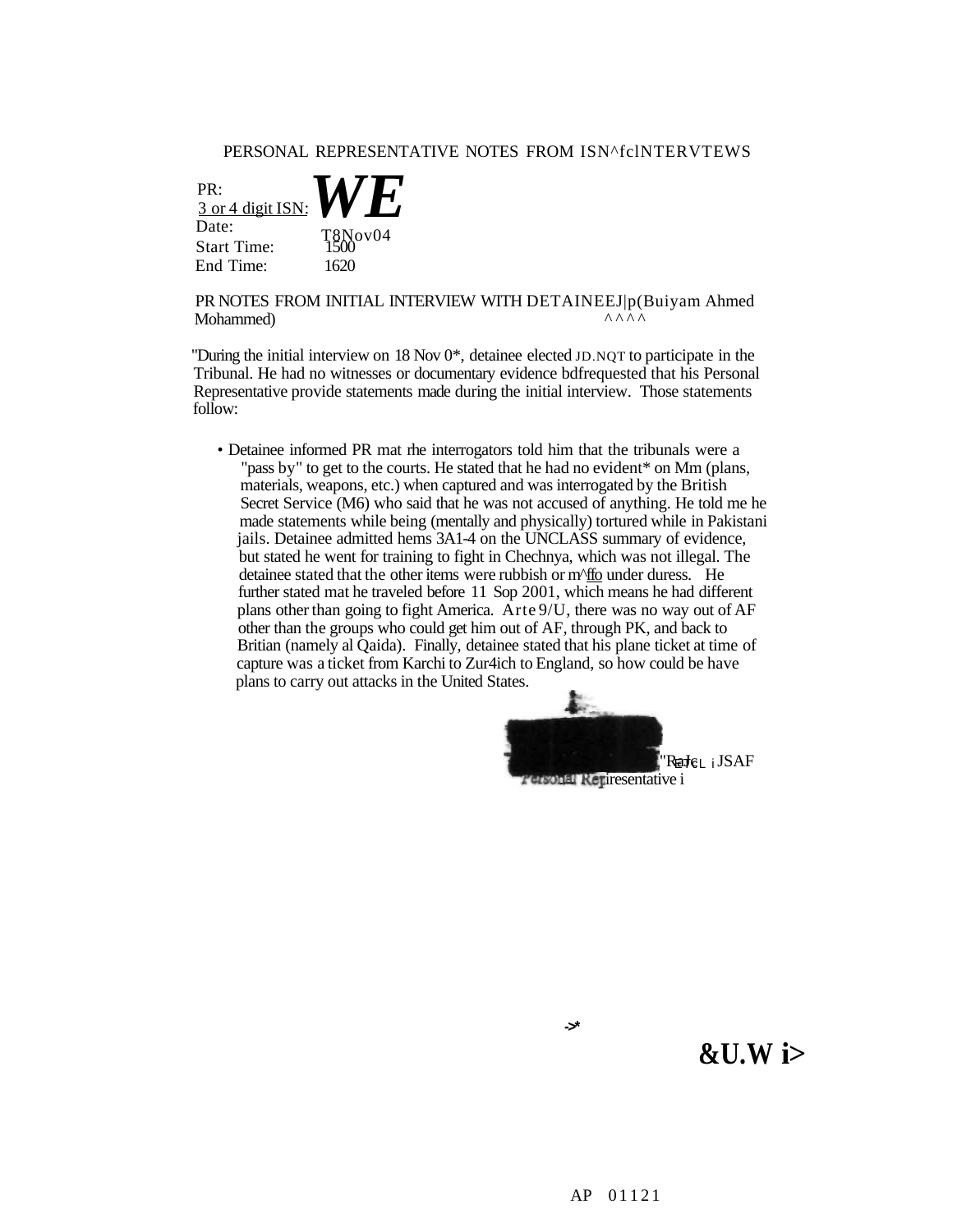PERSONAL REPRESENTATIVE NOTES FROM ISN^fclNTERVTEWS

PR:
3 or 4 digit ISN: **WE**
Date: T8Nov04
Start Time: 1500
End Time: 1620

PR NOTES FROM INITIAL INTERVIEW WITH DETAINEEJ|p(Buiyam Ahmed Mohammed)
^^^^

"During the initial interview on 18 Nov 0*, detainee elected JD.NQT to participate in the Tribunal. He had no witnesses or documentary evidence bdfrequested that his Personal Representative provide statements made during the initial interview. Those statements follow:

- Detainee informed PR mat rhe interrogators told him that the tribunals were a "pass by" to get to the courts. He stated that he had no evident* on Mm (plans, materials, weapons, etc.) when captured and was interrogated by the British Secret Service (M6) who said that he was not accused of anything. He told me he made statements while being (mentally and physically) tortured while in Pakistani jails. Detainee admitted hems 3A1-4 on the UNCLASS summary of evidence, but stated he went for training to fight in Chechnya, which was not illegal. The detainee stated that the other items were rubbish or m^ffo under duress. He further stated mat he traveled before 11 Sop 2001, which means he had different plans other than going to fight America. Arte 9/U, there was no way out of AF other than the groups who could get him out of AF, through PK, and back to Britian (namely al Qaida). Finally, detainee stated that his plane ticket at time of capture was a ticket from Karchi to Zur4ich to England, so how could be have plans to carry out attacks in the United States.

"RaJcL i JSAF
Personal Repiresentative i

->*

**&U.W i>**

AP 01121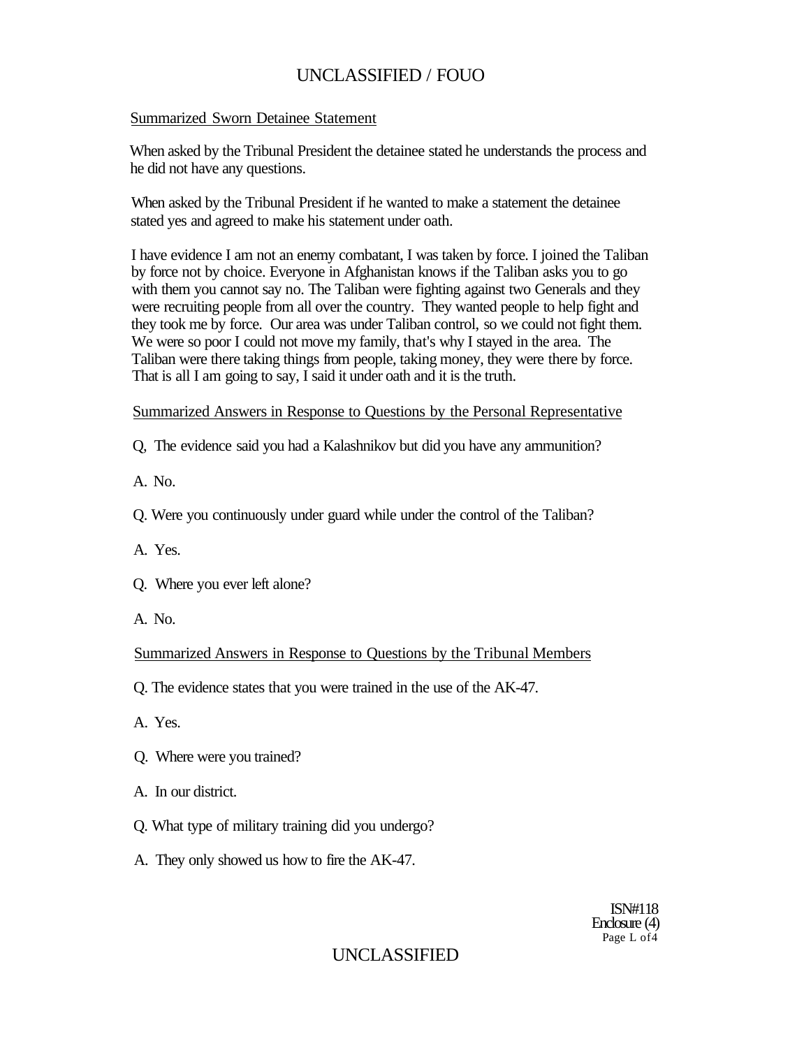Summarized Sworn Detainee Statement

When asked by the Tribunal President the detainee stated he understands the process and he did not have any questions.

When asked by the Tribunal President if he wanted to make a statement the detainee stated yes and agreed to make his statement under oath.

I have evidence I am not an enemy combatant, I was taken by force. I joined the Taliban by force not by choice. Everyone in Afghanistan knows if the Taliban asks you to go with them you cannot say no. The Taliban were fighting against two Generals and they were recruiting people from all over the country. They wanted people to help fight and they took me by force. Our area was under Taliban control, so we could not fight them. We were so poor I could not move my family, that's why I stayed in the area. The Taliban were there taking things from people, taking money, they were there by force. That is all I am going to say, I said it under oath and it is the truth.

Summarized Answers in Response to Questions by the Personal Representative

Q, The evidence said you had a Kalashnikov but did you have any ammunition?

A. No.

Q. Were you continuously under guard while under the control of the Taliban?

A. Yes.

Q. Where you ever left alone?

A. No.

Summarized Answers in Response to Questions by the Tribunal Members

Q. The evidence states that you were trained in the use of the AK-47.

A. Yes.

Q. Where were you trained?

A. In our district.

Q. What type of military training did you undergo?

A. They only showed us how to fire the AK-47.

ISN#118
Enclosure (4)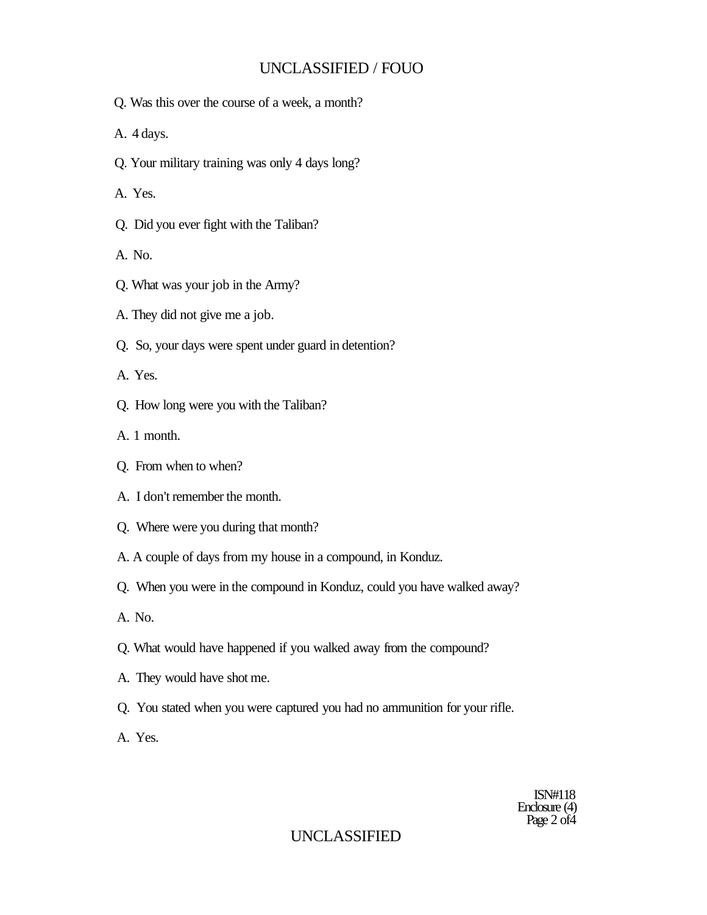Q. Was this over the course of a week, a month?

A. 4 days.

Q. Your military training was only 4 days long?

A. Yes.

Q. Did you ever fight with the Taliban?

A. No.

Q. What was your job in the Army?

A. They did not give me a job.

Q. So, your days were spent under guard in detention?

A. Yes.

Q. How long were you with the Taliban?

A. 1 month.

Q. From when to when?

A. I don't remember the month.

Q. Where were you during that month?

A. A couple of days from my house in a compound, in Konduz.

Q. When you were in the compound in Konduz, could you have walked away?

A. No.

Q. What would have happened if you walked away from the compound?

A. They would have shot me.

Q. You stated when you were captured you had no ammunition for your rifle.

A. Yes.

ISN#118
Enclosure (4)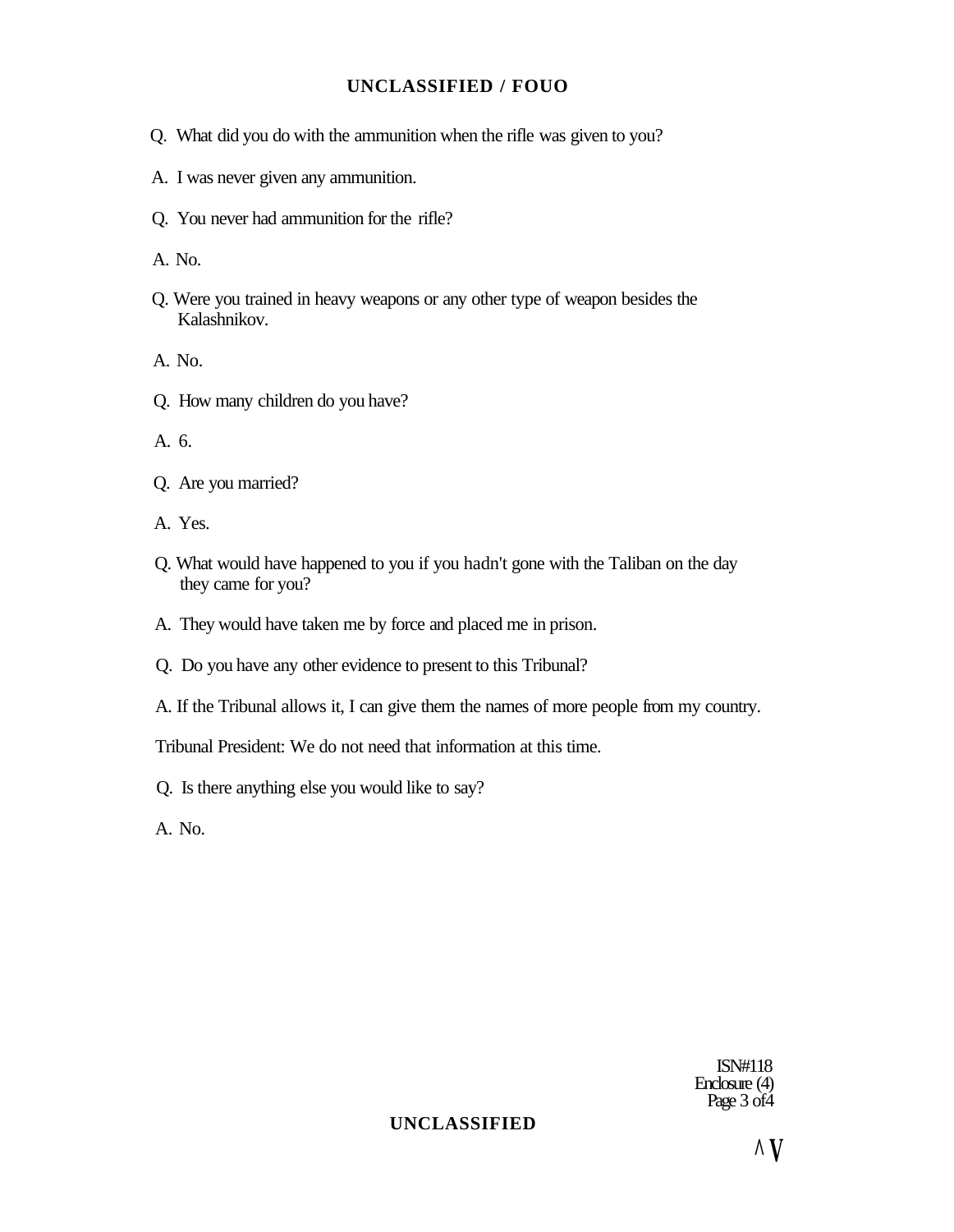Q. What did you do with the ammunition when the rifle was given to you?

A. I was never given any ammunition.

Q. You never had ammunition for the rifle?

A. No.

Q. Were you trained in heavy weapons or any other type of weapon besides the Kalashnikov.

A. No.

Q. How many children do you have?

A. 6.

Q. Are you married?

A. Yes.

Q. What would have happened to you if you hadn't gone with the Taliban on the day they came for you?

A. They would have taken me by force and placed me in prison.

Q. Do you have any other evidence to present to this Tribunal?

A. If the Tribunal allows it, I can give them the names of more people from my country.

Tribunal President: We do not need that information at this time.

Q. Is there anything else you would like to say?

A. No.

ISN#118
Enclosure (4)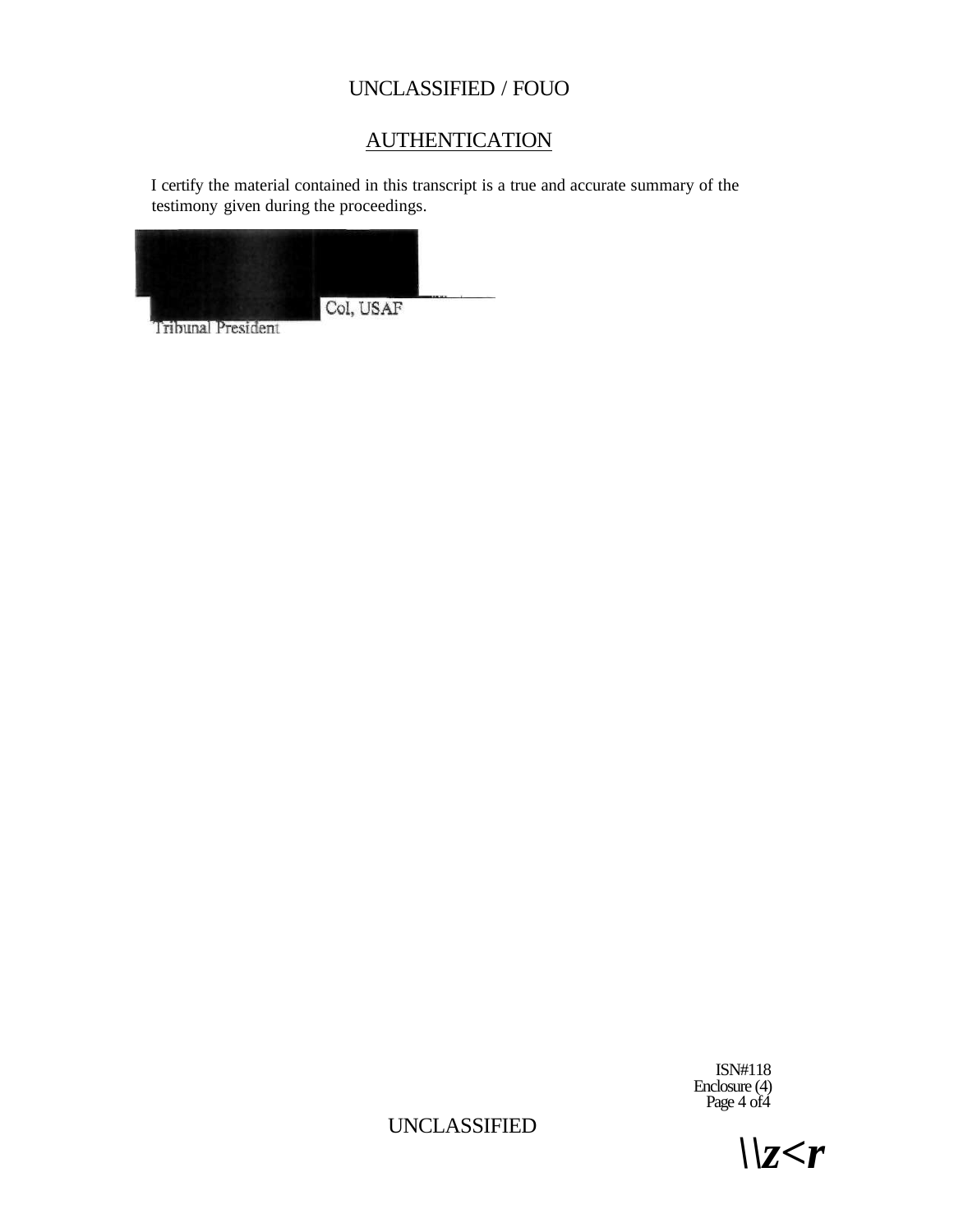# AUTHENTICATION

I certify the material contained in this transcript is a true and accurate summary of the testimony given during the proceedings.

Col, USAF

Tribunal President

ISN#118
Enclosure (4)
Page 4 of4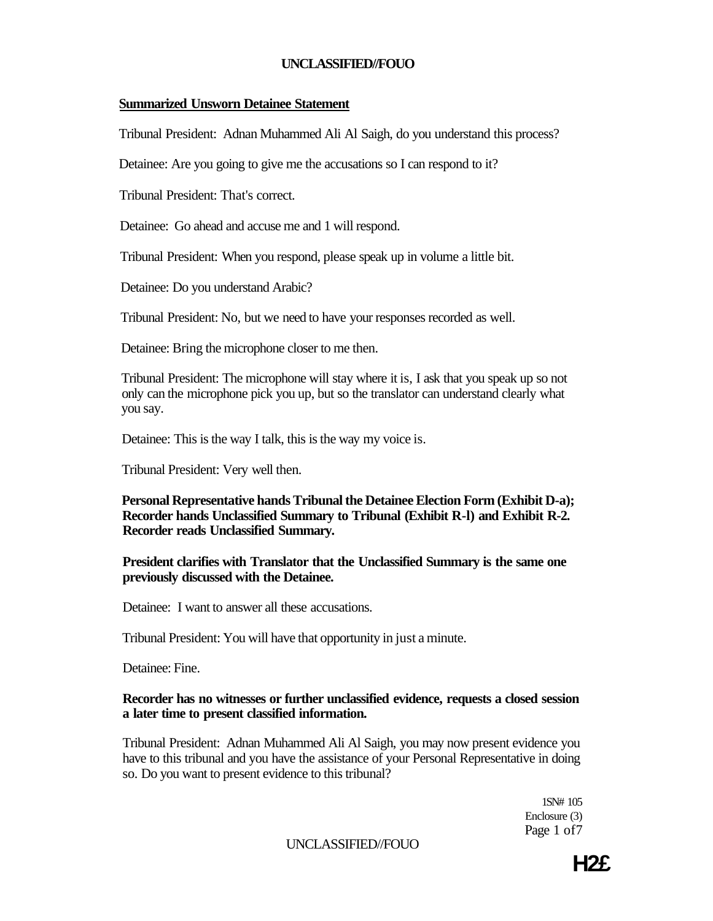**Summarized Unsworn Detainee Statement**

Tribunal President: Adnan Muhammed Ali Al Saigh, do you understand this process?

Detainee: Are you going to give me the accusations so I can respond to it?

Tribunal President: That's correct.

Detainee: Go ahead and accuse me and 1 will respond.

Tribunal President: When you respond, please speak up in volume a little bit.

Detainee: Do you understand Arabic?

Tribunal President: No, but we need to have your responses recorded as well.

Detainee: Bring the microphone closer to me then.

Tribunal President: The microphone will stay where it is, I ask that you speak up so not only can the microphone pick you up, but so the translator can understand clearly what you say.

Detainee: This is the way I talk, this is the way my voice is.

Tribunal President: Very well then.

**Personal Representative hands Tribunal the Detainee Election Form (Exhibit D-a); Recorder hands Unclassified Summary to Tribunal (Exhibit R-l) and Exhibit R-2. Recorder reads Unclassified Summary.**

**President clarifies with Translator that the Unclassified Summary is the same one previously discussed with the Detainee.**

Detainee: I want to answer all these accusations.

Tribunal President: You will have that opportunity in just a minute.

Detainee: Fine.

**Recorder has no witnesses or further unclassified evidence, requests a closed session a later time to present classified information.**

Tribunal President: Adnan Muhammed Ali Al Saigh, you may now present evidence you have to this tribunal and you have the assistance of your Personal Representative in doing so. Do you want to present evidence to this tribunal?

1SN# 105
Enclosure (3)

H2£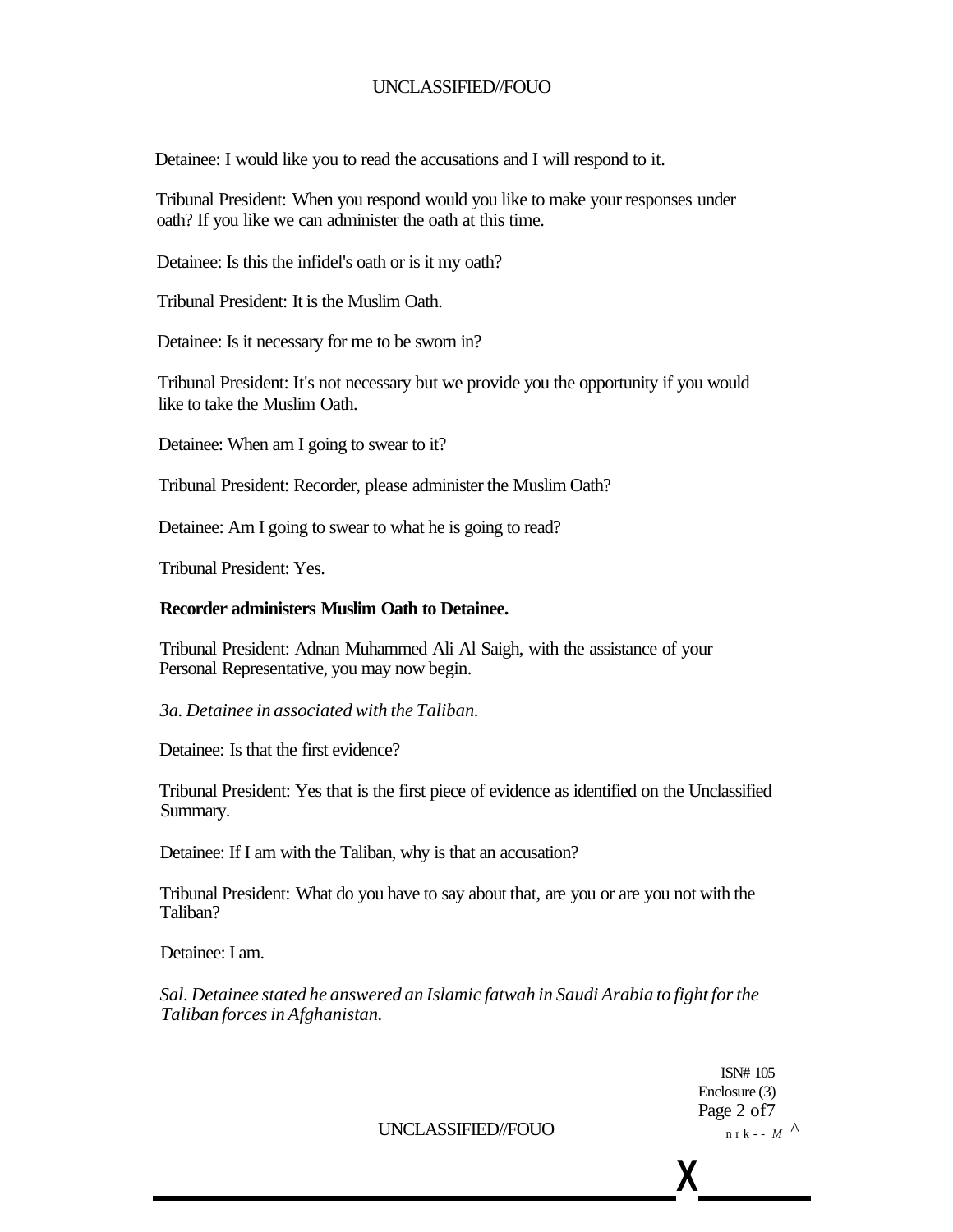Detainee: I would like you to read the accusations and I will respond to it.

Tribunal President: When you respond would you like to make your responses under oath? If you like we can administer the oath at this time.

Detainee: Is this the infidel's oath or is it my oath?

Tribunal President: It is the Muslim Oath.

Detainee: Is it necessary for me to be sworn in?

Tribunal President: It's not necessary but we provide you the opportunity if you would like to take the Muslim Oath.

Detainee: When am I going to swear to it?

Tribunal President: Recorder, please administer the Muslim Oath?

Detainee: Am I going to swear to what he is going to read?

Tribunal President: Yes.

**Recorder administers Muslim Oath to Detainee.**

Tribunal President: Adnan Muhammed Ali Al Saigh, with the assistance of your Personal Representative, you may now begin.

*3a. Detainee in associated with the Taliban.*

Detainee: Is that the first evidence?

Tribunal President: Yes that is the first piece of evidence as identified on the Unclassified Summary.

Detainee: If I am with the Taliban, why is that an accusation?

Tribunal President: What do you have to say about that, are you or are you not with the Taliban?

Detainee: I am.

*Sal. Detainee stated he answered an Islamic fatwah in Saudi Arabia to fight for the Taliban forces in Afghanistan.*

ISN# 105
Enclosure (3)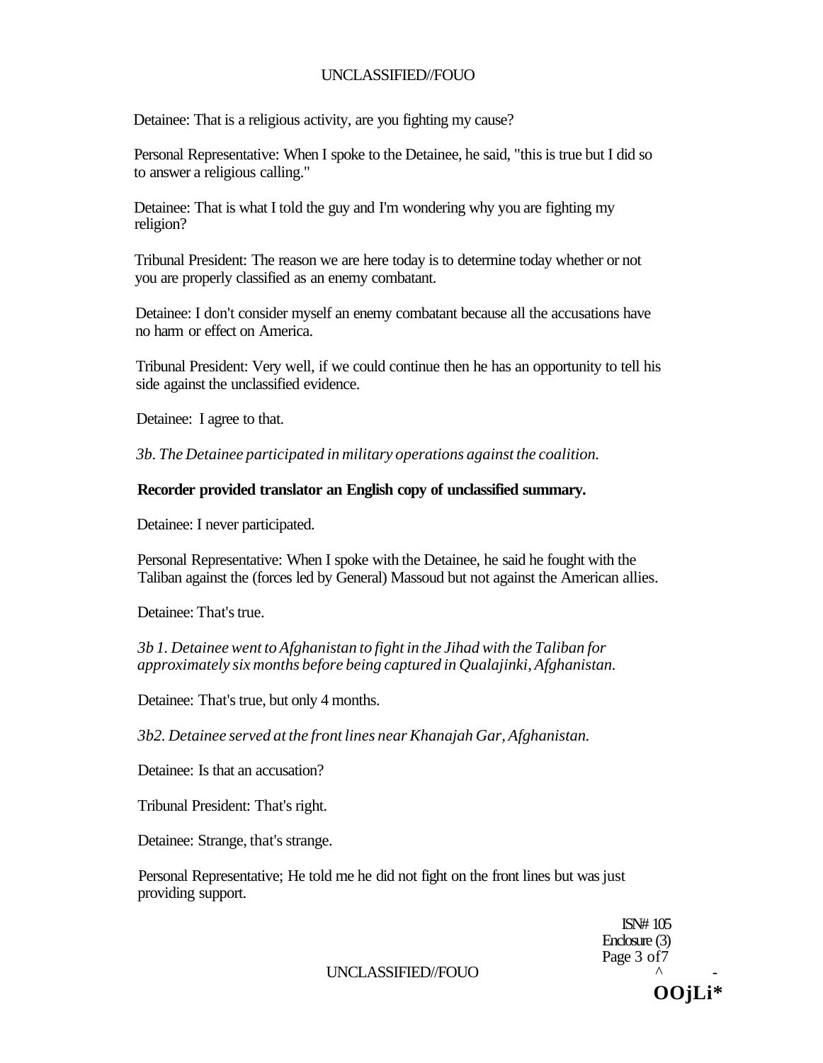Detainee: That is a religious activity, are you fighting my cause?

Personal Representative: When I spoke to the Detainee, he said, "this is true but I did so to answer a religious calling."

Detainee: That is what I told the guy and I'm wondering why you are fighting my religion?

Tribunal President: The reason we are here today is to determine today whether or not you are properly classified as an enemy combatant.

Detainee: I don't consider myself an enemy combatant because all the accusations have no harm or effect on America.

Tribunal President: Very well, if we could continue then he has an opportunity to tell his side against the unclassified evidence.

Detainee: I agree to that.

*3b. The Detainee participated in military operations against the coalition.*

**Recorder provided translator an English copy of unclassified summary.**

Detainee: I never participated.

Personal Representative: When I spoke with the Detainee, he said he fought with the Taliban against the (forces led by General) Massoud but not against the American allies.

Detainee: That's true.

*3b 1. Detainee went to Afghanistan to fight in the Jihad with the Taliban for approximately six months before being captured in Qualajinki, Afghanistan.*

Detainee: That's true, but only 4 months.

*3b2. Detainee served at the front lines near Khanajah Gar, Afghanistan.*

Detainee: Is that an accusation?

Tribunal President: That's right.

Detainee: Strange, that's strange.

Personal Representative; He told me he did not fight on the front lines but was just providing support.

ISN# 105
Enclosure (3)
Page 3 of7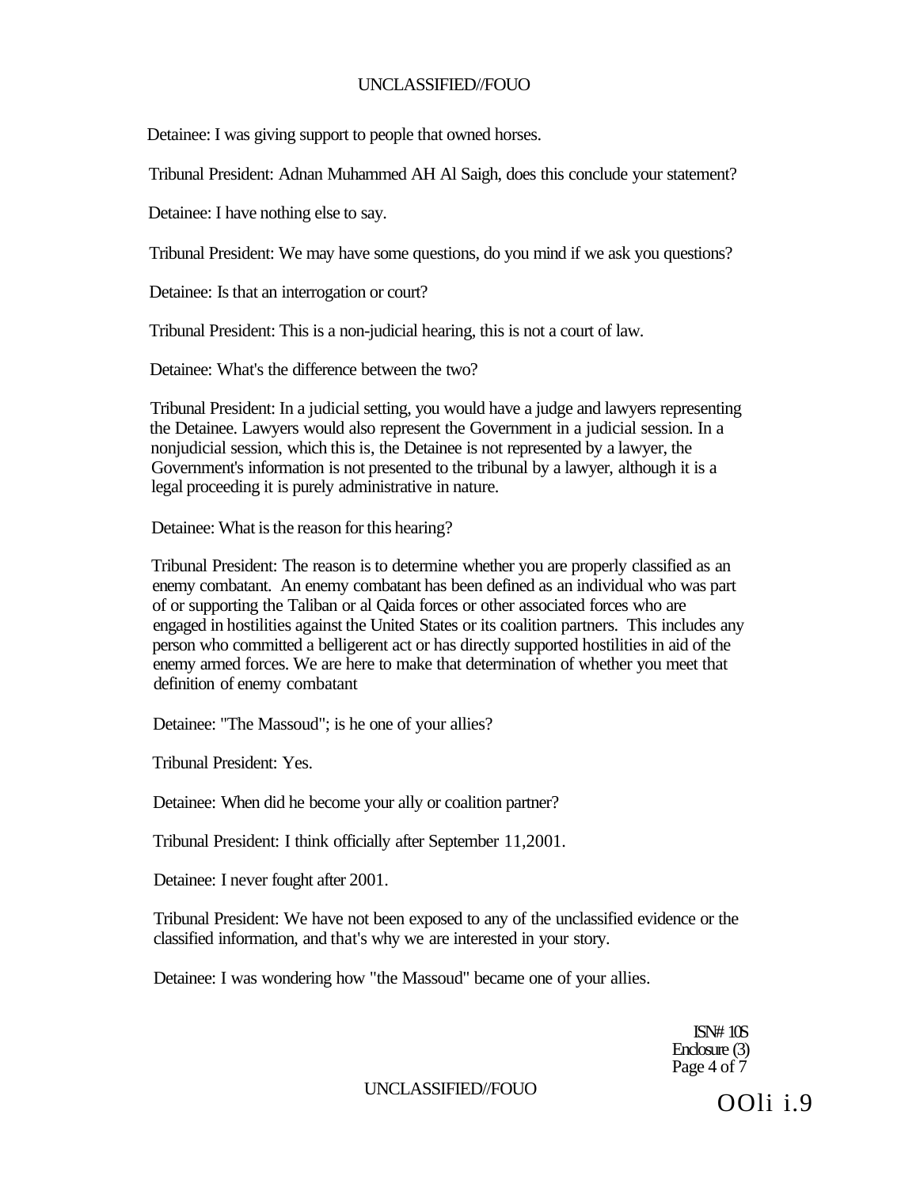Detainee: I was giving support to people that owned horses.

Tribunal President: Adnan Muhammed AH Al Saigh, does this conclude your statement?

Detainee: I have nothing else to say.

Tribunal President: We may have some questions, do you mind if we ask you questions?

Detainee: Is that an interrogation or court?

Tribunal President: This is a non-judicial hearing, this is not a court of law.

Detainee: What's the difference between the two?

Tribunal President: In a judicial setting, you would have a judge and lawyers representing the Detainee. Lawyers would also represent the Government in a judicial session. In a nonjudicial session, which this is, the Detainee is not represented by a lawyer, the Government's information is not presented to the tribunal by a lawyer, although it is a legal proceeding it is purely administrative in nature.

Detainee: What is the reason for this hearing?

Tribunal President: The reason is to determine whether you are properly classified as an enemy combatant. An enemy combatant has been defined as an individual who was part of or supporting the Taliban or al Qaida forces or other associated forces who are engaged in hostilities against the United States or its coalition partners. This includes any person who committed a belligerent act or has directly supported hostilities in aid of the enemy armed forces. We are here to make that determination of whether you meet that definition of enemy combatant

Detainee: "The Massoud"; is he one of your allies?

Tribunal President: Yes.

Detainee: When did he become your ally or coalition partner?

Tribunal President: I think officially after September 11,2001.

Detainee: I never fought after 2001.

Tribunal President: We have not been exposed to any of the unclassified evidence or the classified information, and that's why we are interested in your story.

Detainee: I was wondering how "the Massoud" became one of your allies.

ISN# 10S
Enclosure (3)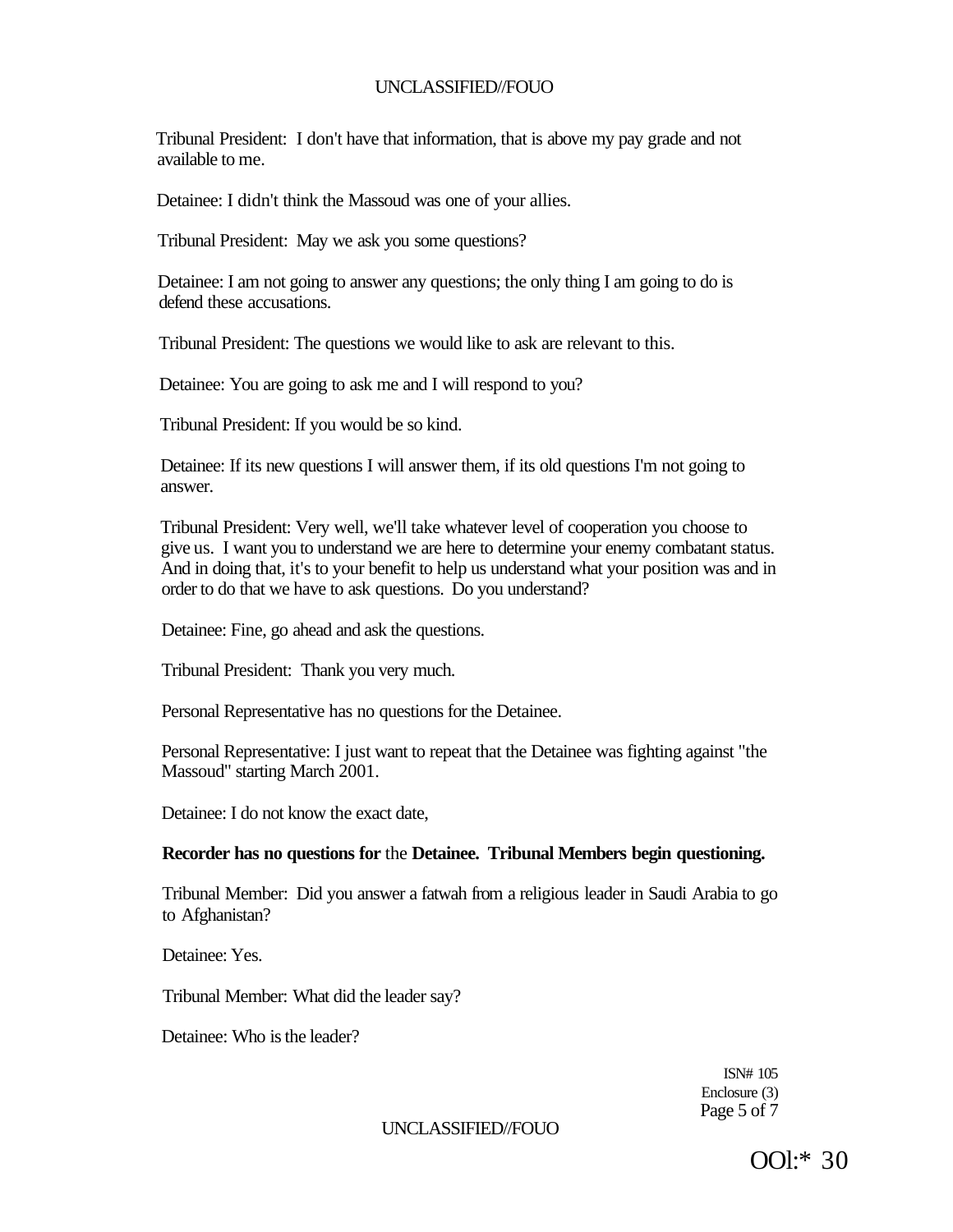Tribunal President: I don't have that information, that is above my pay grade and not available to me.

Detainee: I didn't think the Massoud was one of your allies.

Tribunal President: May we ask you some questions?

Detainee: I am not going to answer any questions; the only thing I am going to do is defend these accusations.

Tribunal President: The questions we would like to ask are relevant to this.

Detainee: You are going to ask me and I will respond to you?

Tribunal President: If you would be so kind.

Detainee: If its new questions I will answer them, if its old questions I'm not going to answer.

Tribunal President: Very well, we'll take whatever level of cooperation you choose to give us. I want you to understand we are here to determine your enemy combatant status. And in doing that, it's to your benefit to help us understand what your position was and in order to do that we have to ask questions. Do you understand?

Detainee: Fine, go ahead and ask the questions.

Tribunal President: Thank you very much.

Personal Representative has no questions for the Detainee.

Personal Representative: I just want to repeat that the Detainee was fighting against "the Massoud" starting March 2001.

Detainee: I do not know the exact date,

**Recorder has no questions for** the **Detainee. Tribunal Members begin questioning.**

Tribunal Member: Did you answer a fatwah from a religious leader in Saudi Arabia to go to Afghanistan?

Detainee: Yes.

Tribunal Member: What did the leader say?

Detainee: Who is the leader?

ISN# 105
Enclosure (3)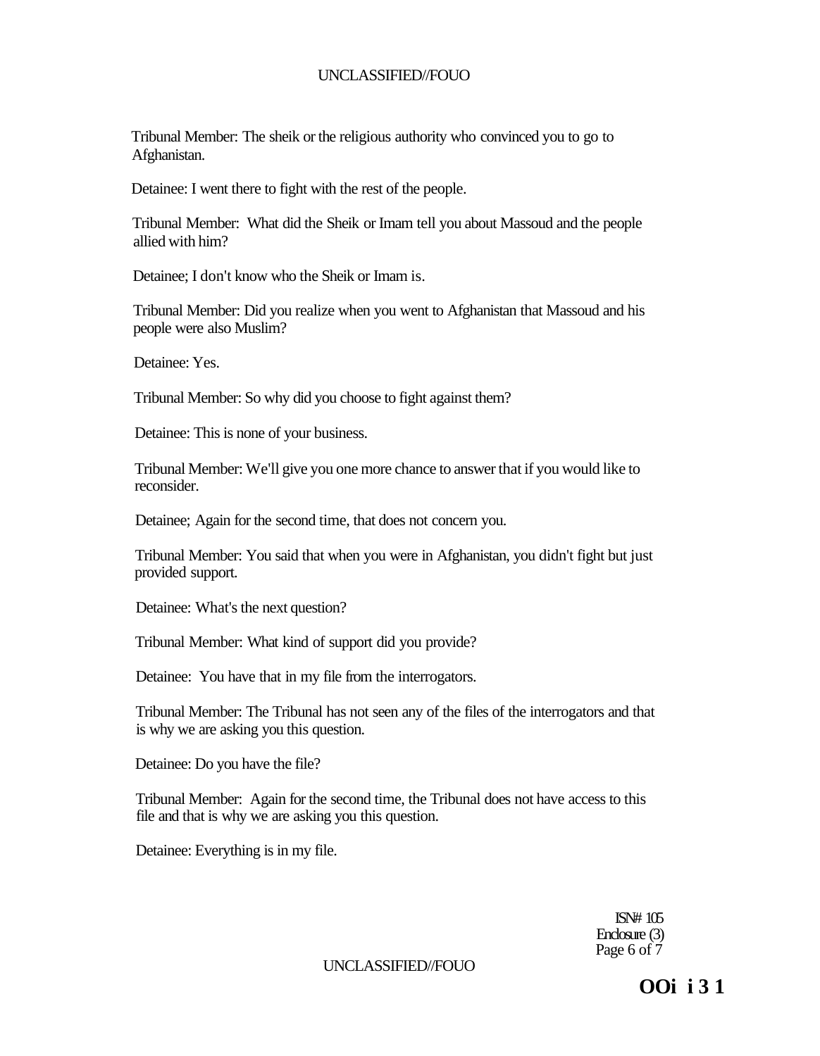Tribunal Member: The sheik or the religious authority who convinced you to go to Afghanistan.

Detainee: I went there to fight with the rest of the people.

Tribunal Member: What did the Sheik or Imam tell you about Massoud and the people allied with him?

Detainee; I don't know who the Sheik or Imam is.

Tribunal Member: Did you realize when you went to Afghanistan that Massoud and his people were also Muslim?

Detainee: Yes.

Tribunal Member: So why did you choose to fight against them?

Detainee: This is none of your business.

Tribunal Member: We'll give you one more chance to answer that if you would like to reconsider.

Detainee; Again for the second time, that does not concern you.

Tribunal Member: You said that when you were in Afghanistan, you didn't fight but just provided support.

Detainee: What's the next question?

Tribunal Member: What kind of support did you provide?

Detainee: You have that in my file from the interrogators.

Tribunal Member: The Tribunal has not seen any of the files of the interrogators and that is why we are asking you this question.

Detainee: Do you have the file?

Tribunal Member: Again for the second time, the Tribunal does not have access to this file and that is why we are asking you this question.

Detainee: Everything is in my file.

ISN# 105
Enclosure (3)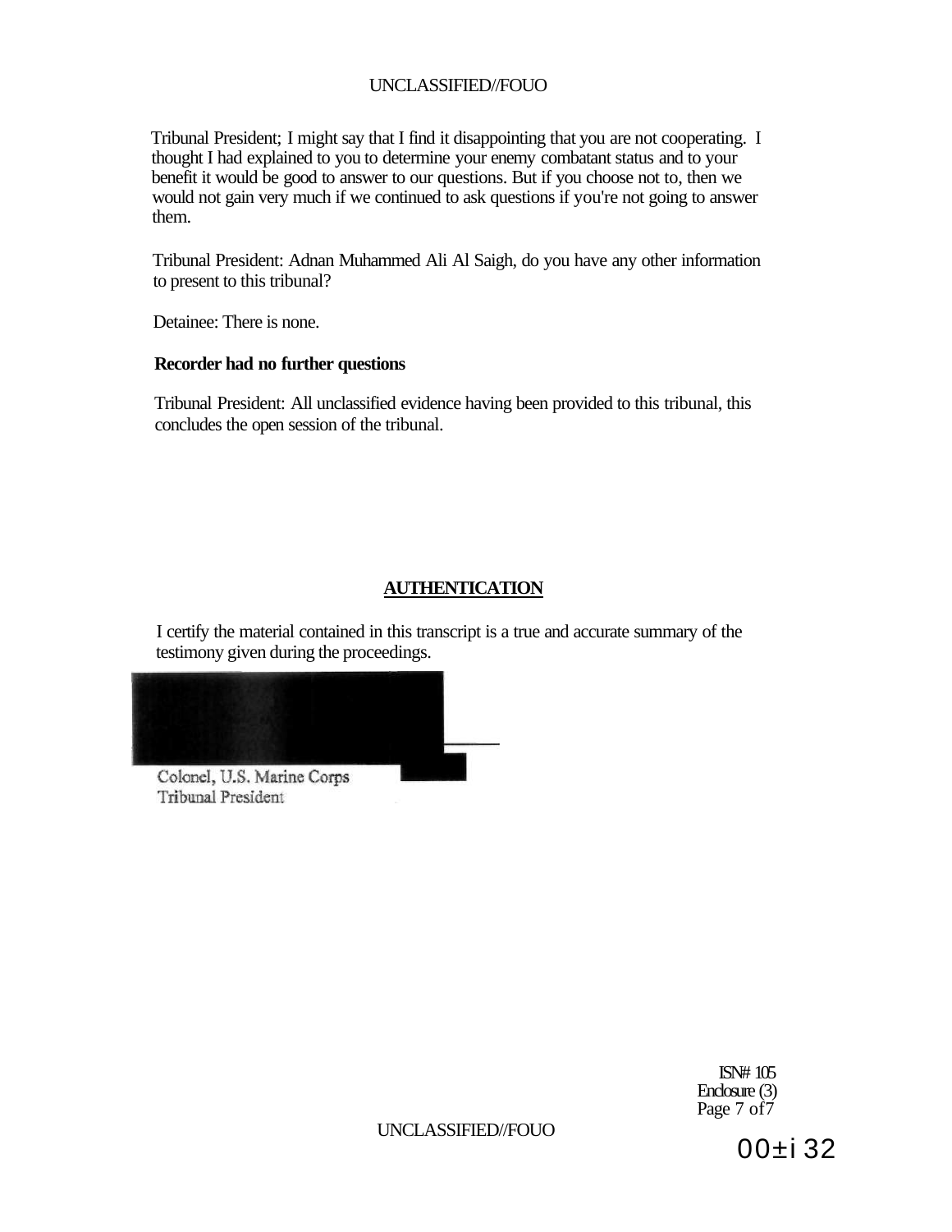Tribunal President; I might say that I find it disappointing that you are not cooperating. I thought I had explained to you to determine your enemy combatant status and to your benefit it would be good to answer to our questions. But if you choose not to, then we would not gain very much if we continued to ask questions if you're not going to answer them.

Tribunal President: Adnan Muhammed Ali Al Saigh, do you have any other information to present to this tribunal?

Detainee: There is none.

**Recorder had no further questions**

Tribunal President: All unclassified evidence having been provided to this tribunal, this concludes the open session of the tribunal.

**AUTHENTICATION**

I certify the material contained in this transcript is a true and accurate summary of the testimony given during the proceedings.

Colonel, U.S. Marine Corps
Tribunal President

ISN# 105
Enclosure (3)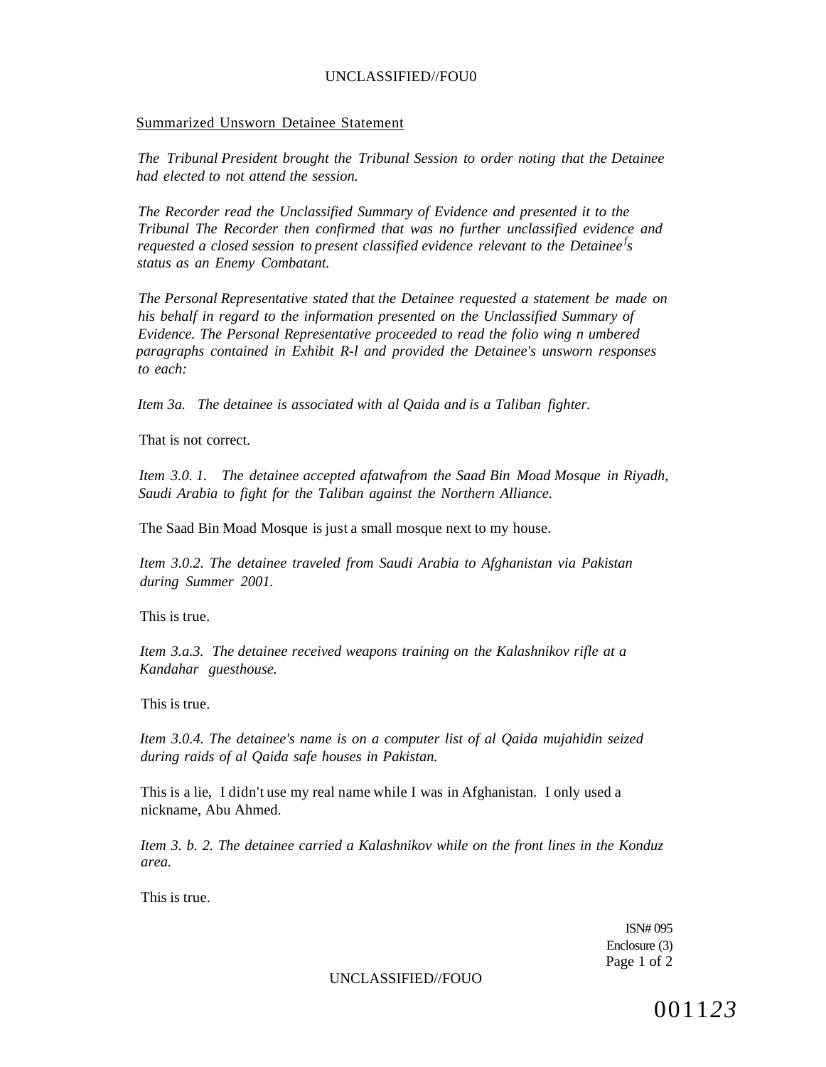Summarized Unsworn Detainee Statement

*The Tribunal President brought the Tribunal Session to order noting that the Detainee had elected to not attend the session.*

*The Recorder read the Unclassified Summary of Evidence and presented it to the Tribunal The Recorder then confirmed that was no further unclassified evidence and requested a closed session to present classified evidence relevant to the Detainee's status as an Enemy Combatant.*

*The Personal Representative stated that the Detainee requested a statement be made on his behalf in regard to the information presented on the Unclassified Summary of Evidence. The Personal Representative proceeded to read the folio wing n umbered paragraphs contained in Exhibit R-l and provided the Detainee's unsworn responses to each:*

*Item 3a. The detainee is associated with al Qaida and is a Taliban fighter.*

That is not correct.

*Item 3.0. 1. The detainee accepted afatwafrom the Saad Bin Moad Mosque in Riyadh, Saudi Arabia to fight for the Taliban against the Northern Alliance.*

The Saad Bin Moad Mosque is just a small mosque next to my house.

*Item 3.0.2. The detainee traveled from Saudi Arabia to Afghanistan via Pakistan during Summer 2001.*

This is true.

*Item 3.a.3. The detainee received weapons training on the Kalashnikov rifle at a Kandahar guesthouse.*

This is true.

*Item 3.0.4. The detainee's name is on a computer list of al Qaida mujahidin seized during raids of al Qaida safe houses in Pakistan.*

This is a lie, I didn't use my real name while I was in Afghanistan. I only used a nickname, Abu Ahmed.

*Item 3. b. 2. The detainee carried a Kalashnikov while on the front lines in the Konduz area.*

This is true.

ISN# 095
Enclosure (3)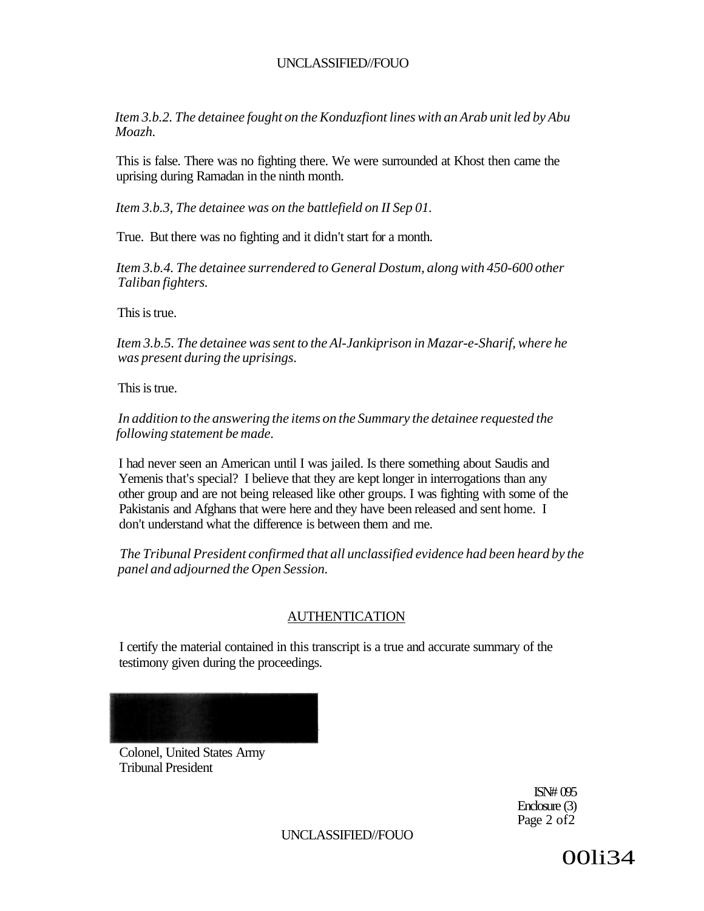*Item 3.b.2. The detainee fought on the Konduzfiont lines with an Arab unit led by Abu Moazh.*

This is false. There was no fighting there. We were surrounded at Khost then came the uprising during Ramadan in the ninth month.

*Item 3.b.3, The detainee was on the battlefield on II Sep 01.*

True. But there was no fighting and it didn't start for a month.

*Item 3.b.4. The detainee surrendered to General Dostum, along with 450-600 other Taliban fighters.*

This is true.

*Item 3.b.5. The detainee was sent to the Al-Jankiprison in Mazar-e-Sharif, where he was present during the uprisings.*

This is true.

*In addition to the answering the items on the Summary the detainee requested the following statement be made.*

I had never seen an American until I was jailed. Is there something about Saudis and Yemenis that's special? I believe that they are kept longer in interrogations than any other group and are not being released like other groups. I was fighting with some of the Pakistanis and Afghans that were here and they have been released and sent home. I don't understand what the difference is between them and me.

*The Tribunal President confirmed that all unclassified evidence had been heard by the panel and adjourned the Open Session.*

## AUTHENTICATION

I certify the material contained in this transcript is a true and accurate summary of the testimony given during the proceedings.

Colonel, United States Army
Tribunal President

ISN# 095
Enclosure (3)
Page 2 of2

00li34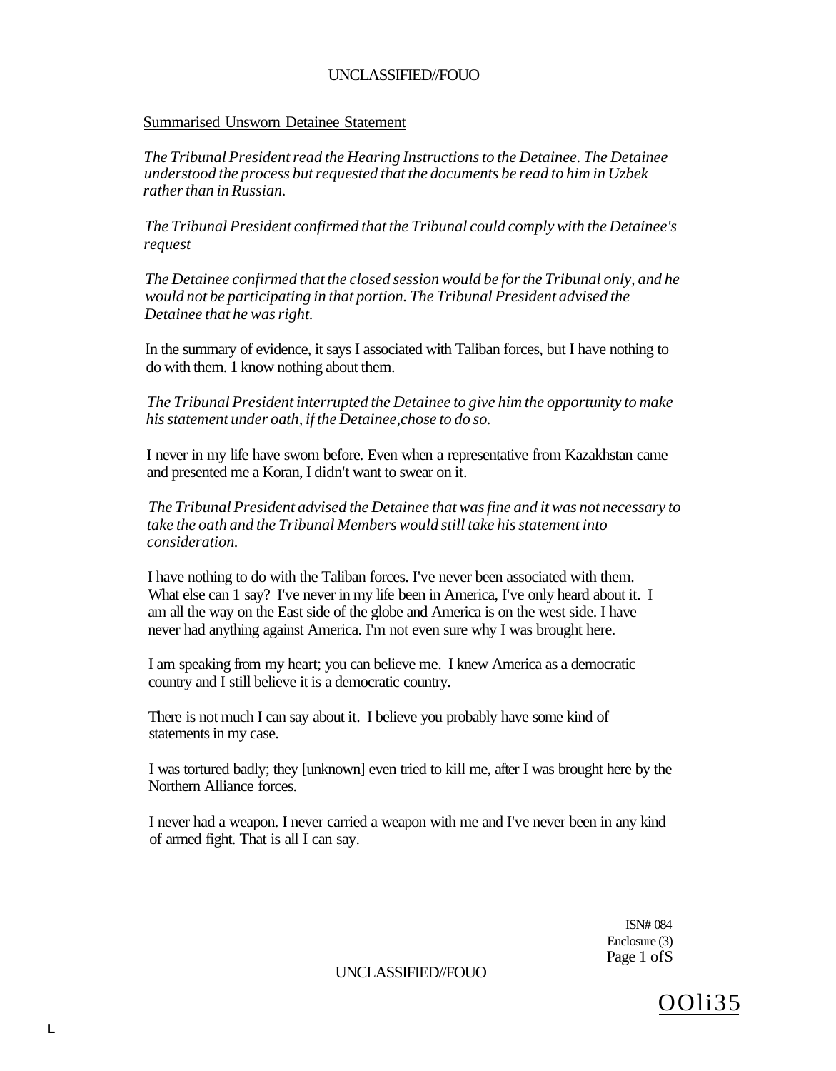Summarised Unsworn Detainee Statement

*The Tribunal President read the Hearing Instructions to the Detainee. The Detainee understood the process but requested that the documents be read to him in Uzbek rather than in Russian.*

*The Tribunal President confirmed that the Tribunal could comply with the Detainee's request*

*The Detainee confirmed that the closed session would be for the Tribunal only, and he would not be participating in that portion. The Tribunal President advised the Detainee that he was right.*

In the summary of evidence, it says I associated with Taliban forces, but I have nothing to do with them. 1 know nothing about them.

*The Tribunal President interrupted the Detainee to give him the opportunity to make his statement under oath, if the Detainee,chose to do so.*

I never in my life have sworn before. Even when a representative from Kazakhstan came and presented me a Koran, I didn't want to swear on it.

*The Tribunal President advised the Detainee that was fine and it was not necessary to take the oath and the Tribunal Members would still take his statement into consideration.*

I have nothing to do with the Taliban forces. I've never been associated with them. What else can 1 say? I've never in my life been in America, I've only heard about it. I am all the way on the East side of the globe and America is on the west side. I have never had anything against America. I'm not even sure why I was brought here.

I am speaking from my heart; you can believe me. I knew America as a democratic country and I still believe it is a democratic country.

There is not much I can say about it. I believe you probably have some kind of statements in my case.

I was tortured badly; they [unknown] even tried to kill me, after I was brought here by the Northern Alliance forces.

I never had a weapon. I never carried a weapon with me and I've never been in any kind of armed fight. That is all I can say.

ISN# 084
Enclosure (3)
Page 1 ofS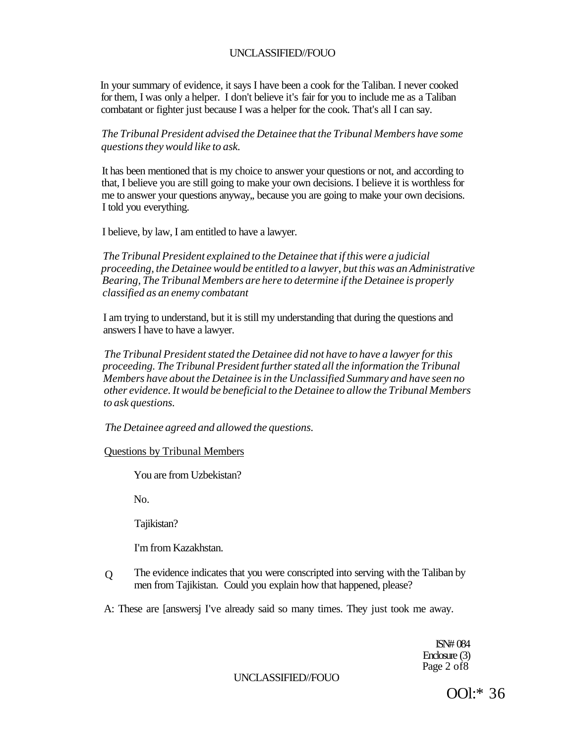In your summary of evidence, it says I have been a cook for the Taliban. I never cooked for them, I was only a helper. I don't believe it's fair for you to include me as a Taliban combatant or fighter just because I was a helper for the cook. That's all I can say.

*The Tribunal President advised the Detainee that the Tribunal Members have some questions they would like to ask.*

It has been mentioned that is my choice to answer your questions or not, and according to that, I believe you are still going to make your own decisions. I believe it is worthless for me to answer your questions anyway,, because you are going to make your own decisions. I told you everything.

I believe, by law, I am entitled to have a lawyer.

*The Tribunal President explained to the Detainee that if this were a judicial proceeding, the Detainee would be entitled to a lawyer, but this was an Administrative Bearing, The Tribunal Members are here to determine if the Detainee is properly classified as an enemy combatant*

I am trying to understand, but it is still my understanding that during the questions and answers I have to have a lawyer.

*The Tribunal President stated the Detainee did not have to have a lawyer for this proceeding. The Tribunal President further stated all the information the Tribunal Members have about the Detainee is in the Unclassified Summary and have seen no other evidence. It would be beneficial to the Detainee to allow the Tribunal Members to ask questions.*

*The Detainee agreed and allowed the questions.*

<u>Questions by Tribunal Members</u>

You are from Uzbekistan?

No.

Tajikistan?

I'm from Kazakhstan.

Q The evidence indicates that you were conscripted into serving with the Taliban by men from Tajikistan. Could you explain how that happened, please?

A: These are [answersj I've already said so many times. They just took me away.

ISN# 084
Enclosure (3)
Page 2 of8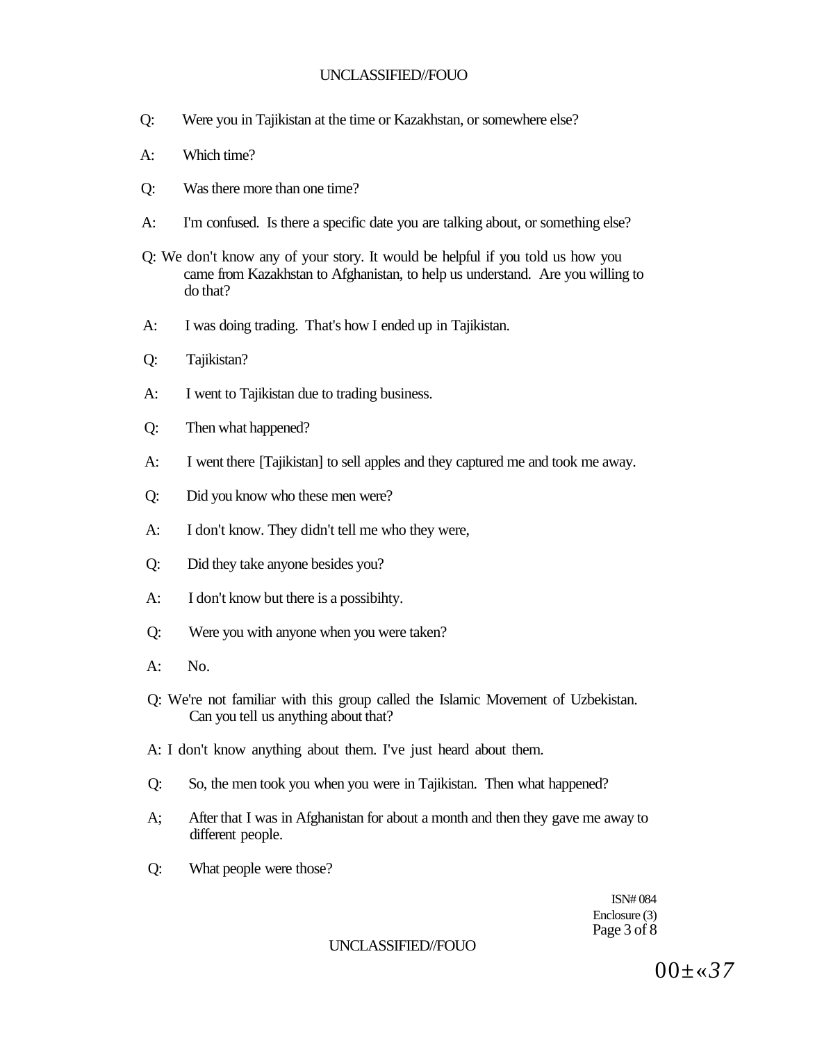Q: Were you in Tajikistan at the time or Kazakhstan, or somewhere else?

A: Which time?

Q: Was there more than one time?

A: I'm confused. Is there a specific date you are talking about, or something else?

Q: We don't know any of your story. It would be helpful if you told us how you came from Kazakhstan to Afghanistan, to help us understand. Are you willing to do that?

A: I was doing trading. That's how I ended up in Tajikistan.

Q: Tajikistan?

A: I went to Tajikistan due to trading business.

Q: Then what happened?

A: I went there [Tajikistan] to sell apples and they captured me and took me away.

Q: Did you know who these men were?

A: I don't know. They didn't tell me who they were,

Q: Did they take anyone besides you?

A: I don't know but there is a possibihty.

Q: Were you with anyone when you were taken?

A: No.

Q: We're not familiar with this group called the Islamic Movement of Uzbekistan. Can you tell us anything about that?

A: I don't know anything about them. I've just heard about them.

Q: So, the men took you when you were in Tajikistan. Then what happened?

A; After that I was in Afghanistan for about a month and then they gave me away to different people.

Q: What people were those?

ISN# 084
Enclosure (3)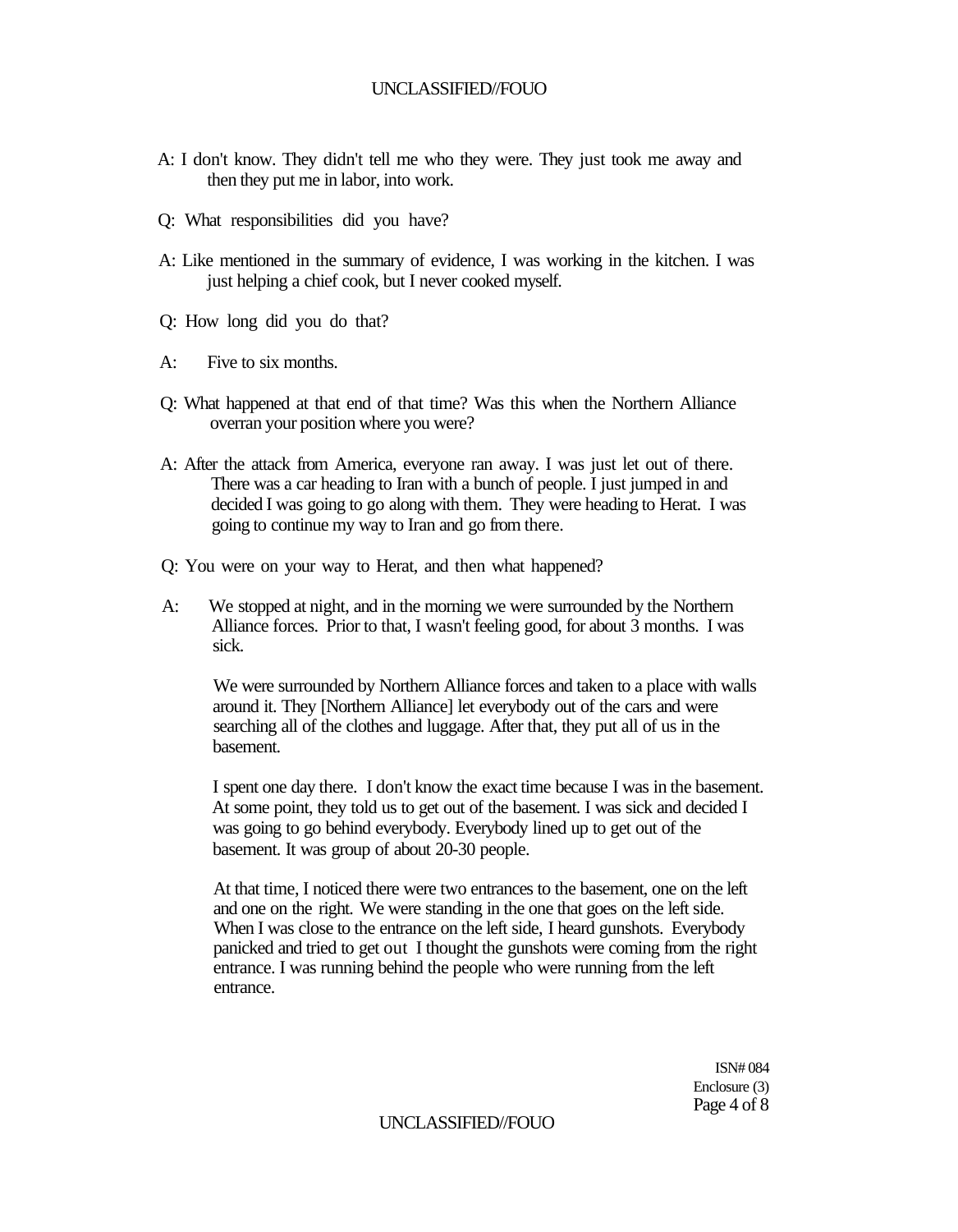A: I don't know. They didn't tell me who they were. They just took me away and then they put me in labor, into work.

Q: What responsibilities did you have?

A: Like mentioned in the summary of evidence, I was working in the kitchen. I was just helping a chief cook, but I never cooked myself.

Q: How long did you do that?

A: Five to six months.

Q: What happened at that end of that time? Was this when the Northern Alliance overran your position where you were?

A: After the attack from America, everyone ran away. I was just let out of there. There was a car heading to Iran with a bunch of people. I just jumped in and decided I was going to go along with them. They were heading to Herat. I was going to continue my way to Iran and go from there.

Q: You were on your way to Herat, and then what happened?

A: We stopped at night, and in the morning we were surrounded by the Northern Alliance forces. Prior to that, I wasn't feeling good, for about 3 months. I was sick.

We were surrounded by Northern Alliance forces and taken to a place with walls around it. They [Northern Alliance] let everybody out of the cars and were searching all of the clothes and luggage. After that, they put all of us in the basement.

I spent one day there. I don't know the exact time because I was in the basement. At some point, they told us to get out of the basement. I was sick and decided I was going to go behind everybody. Everybody lined up to get out of the basement. It was group of about 20-30 people.

At that time, I noticed there were two entrances to the basement, one on the left and one on the right. We were standing in the one that goes on the left side. When I was close to the entrance on the left side, I heard gunshots. Everybody panicked and tried to get out I thought the gunshots were coming from the right entrance. I was running behind the people who were running from the left entrance.

ISN# 084
Enclosure (3)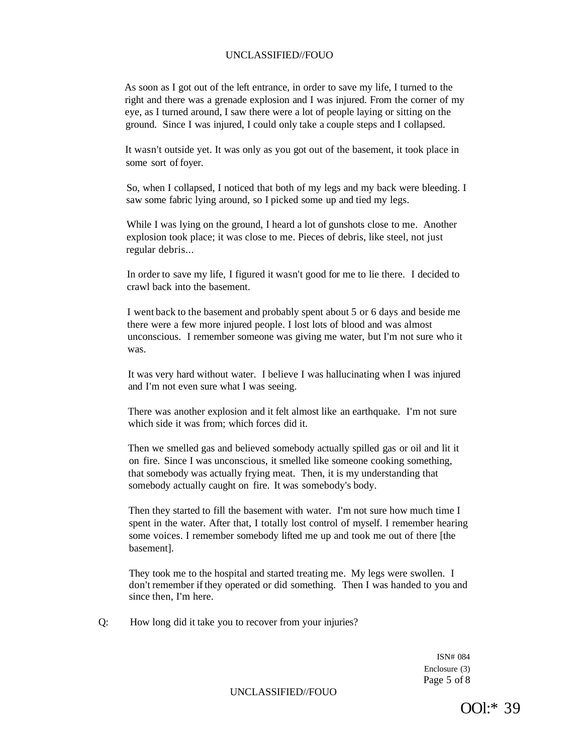As soon as I got out of the left entrance, in order to save my life, I turned to the right and there was a grenade explosion and I was injured. From the corner of my eye, as I turned around, I saw there were a lot of people laying or sitting on the ground. Since I was injured, I could only take a couple steps and I collapsed.

It wasn't outside yet. It was only as you got out of the basement, it took place in some sort of foyer.

So, when I collapsed, I noticed that both of my legs and my back were bleeding. I saw some fabric lying around, so I picked some up and tied my legs.

While I was lying on the ground, I heard a lot of gunshots close to me. Another explosion took place; it was close to me. Pieces of debris, like steel, not just regular debris...

In order to save my life, I figured it wasn't good for me to lie there. I decided to crawl back into the basement.

I went back to the basement and probably spent about 5 or 6 days and beside me there were a few more injured people. I lost lots of blood and was almost unconscious. I remember someone was giving me water, but I'm not sure who it was.

It was very hard without water. I believe I was hallucinating when I was injured and I'm not even sure what I was seeing.

There was another explosion and it felt almost like an earthquake. I'm not sure which side it was from; which forces did it.

Then we smelled gas and believed somebody actually spilled gas or oil and lit it on fire. Since I was unconscious, it smelled like someone cooking something, that somebody was actually frying meat. Then, it is my understanding that somebody actually caught on fire. It was somebody's body.

Then they started to fill the basement with water. I'm not sure how much time I spent in the water. After that, I totally lost control of myself. I remember hearing some voices. I remember somebody lifted me up and took me out of there [the basement].

They took me to the hospital and started treating me. My legs were swollen. I don't remember if they operated or did something. Then I was handed to you and since then, I'm here.

Q: How long did it take you to recover from your injuries?

ISN# 084
Enclosure (3)

OOl:* 39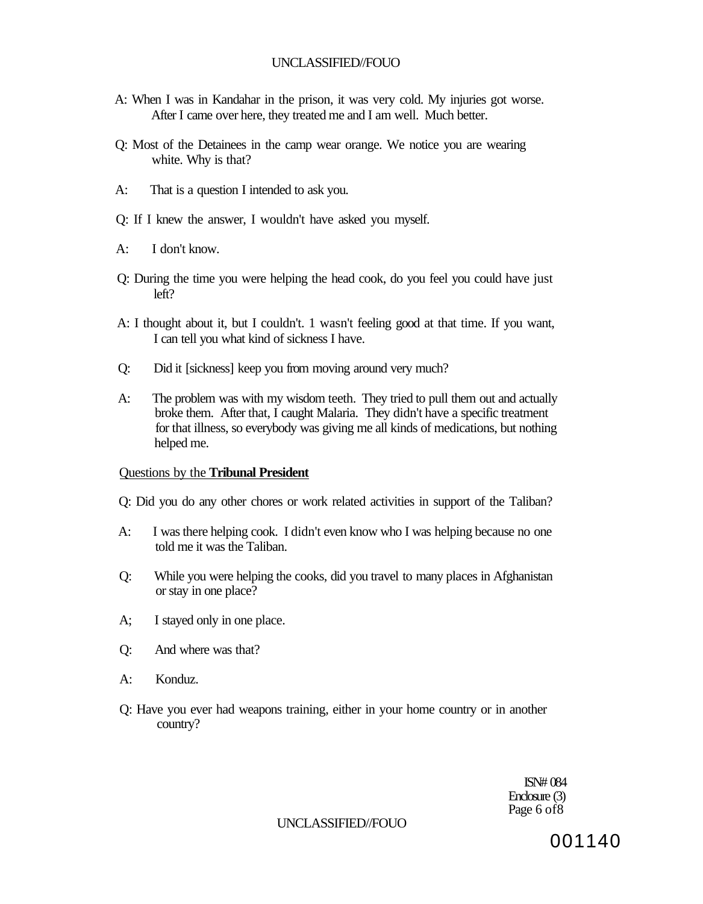A: When I was in Kandahar in the prison, it was very cold. My injuries got worse. After I came over here, they treated me and I am well. Much better.

Q: Most of the Detainees in the camp wear orange. We notice you are wearing white. Why is that?

A: That is a question I intended to ask you.

Q: If I knew the answer, I wouldn't have asked you myself.

A: I don't know.

Q: During the time you were helping the head cook, do you feel you could have just left?

A: I thought about it, but I couldn't. 1 wasn't feeling good at that time. If you want, I can tell you what kind of sickness I have.

Q: Did it [sickness] keep you from moving around very much?

A: The problem was with my wisdom teeth. They tried to pull them out and actually broke them. After that, I caught Malaria. They didn't have a specific treatment for that illness, so everybody was giving me all kinds of medications, but nothing helped me.

Questions by the **Tribunal President**

Q: Did you do any other chores or work related activities in support of the Taliban?

A: I was there helping cook. I didn't even know who I was helping because no one told me it was the Taliban.

Q: While you were helping the cooks, did you travel to many places in Afghanistan or stay in one place?

A; I stayed only in one place.

Q: And where was that?

A: Konduz.

Q: Have you ever had weapons training, either in your home country or in another country?

ISN# 084
Enclosure (3)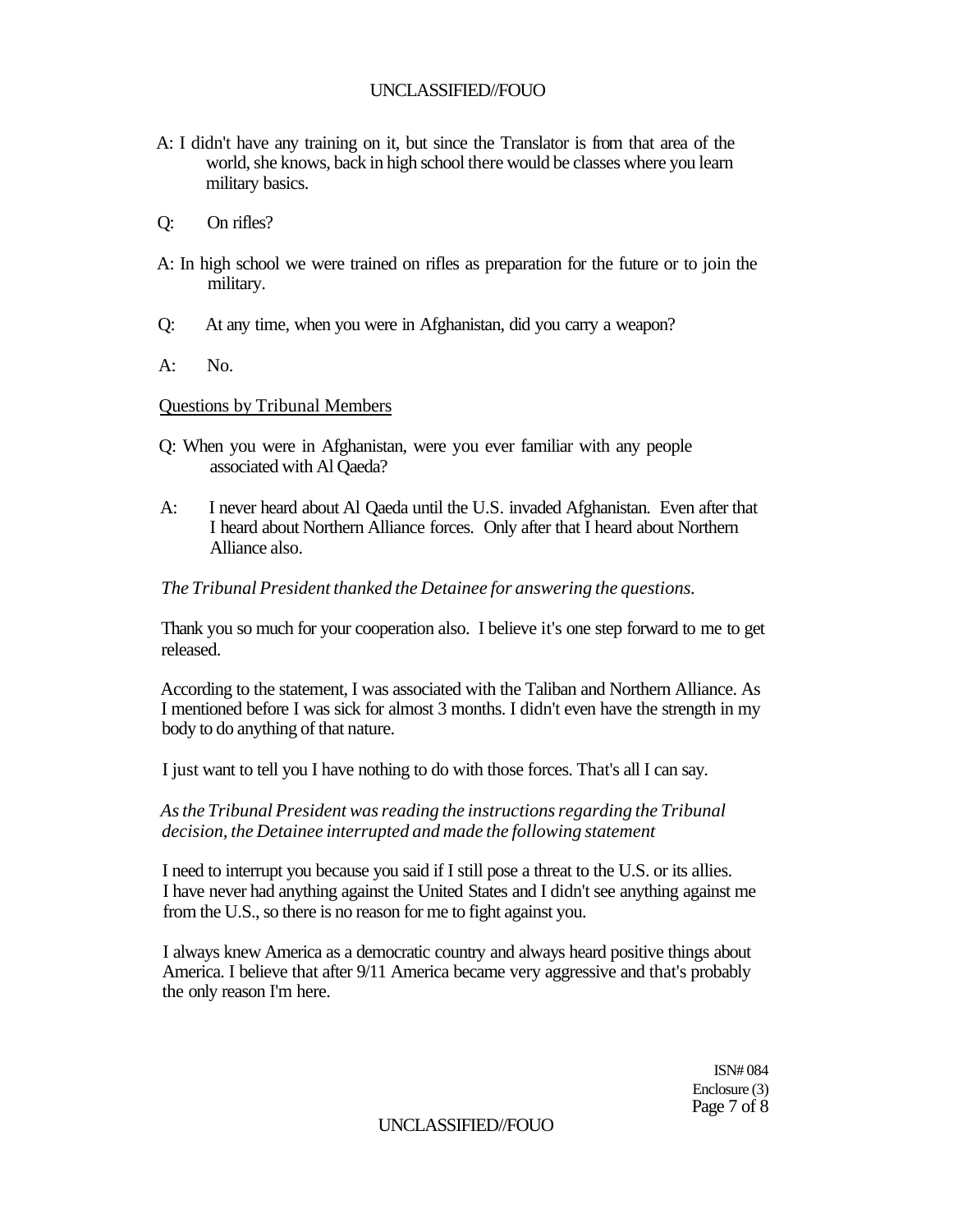A: I didn't have any training on it, but since the Translator is from that area of the world, she knows, back in high school there would be classes where you learn military basics.

Q: On rifles?

A: In high school we were trained on rifles as preparation for the future or to join the military.

Q: At any time, when you were in Afghanistan, did you carry a weapon?

A: No.

Questions by Tribunal Members

Q: When you were in Afghanistan, were you ever familiar with any people associated with Al Qaeda?

A: I never heard about Al Qaeda until the U.S. invaded Afghanistan. Even after that I heard about Northern Alliance forces. Only after that I heard about Northern Alliance also.

*The Tribunal President thanked the Detainee for answering the questions.*

Thank you so much for your cooperation also. I believe it's one step forward to me to get released.

According to the statement, I was associated with the Taliban and Northern Alliance. As I mentioned before I was sick for almost 3 months. I didn't even have the strength in my body to do anything of that nature.

I just want to tell you I have nothing to do with those forces. That's all I can say.

*As the Tribunal President was reading the instructions regarding the Tribunal decision, the Detainee interrupted and made the following statement*

I need to interrupt you because you said if I still pose a threat to the U.S. or its allies. I have never had anything against the United States and I didn't see anything against me from the U.S., so there is no reason for me to fight against you.

I always knew America as a democratic country and always heard positive things about America. I believe that after 9/11 America became very aggressive and that's probably the only reason I'm here.

ISN# 084
Enclosure (3)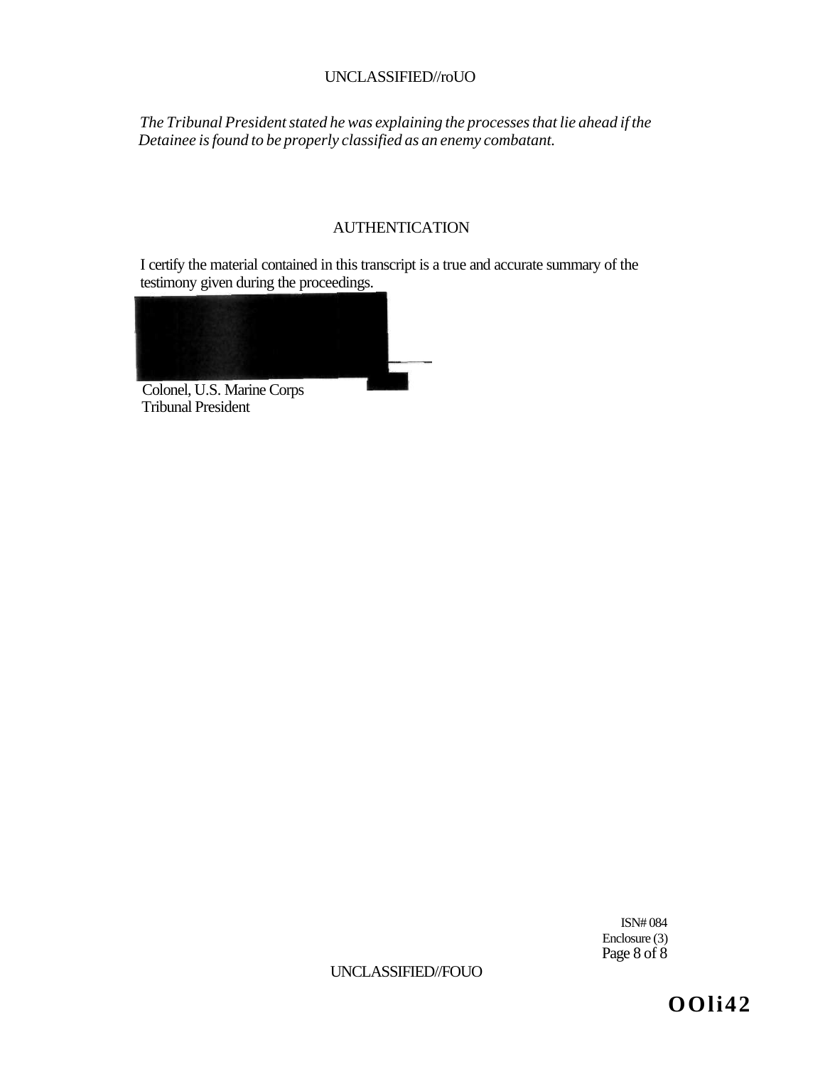*The Tribunal President stated he was explaining the processes that lie ahead if the Detainee is found to be properly classified as an enemy combatant.*

## AUTHENTICATION

I certify the material contained in this transcript is a true and accurate summary of the testimony given during the proceedings.

Colonel, U.S. Marine Corps
Tribunal President

ISN# 084
Enclosure (3)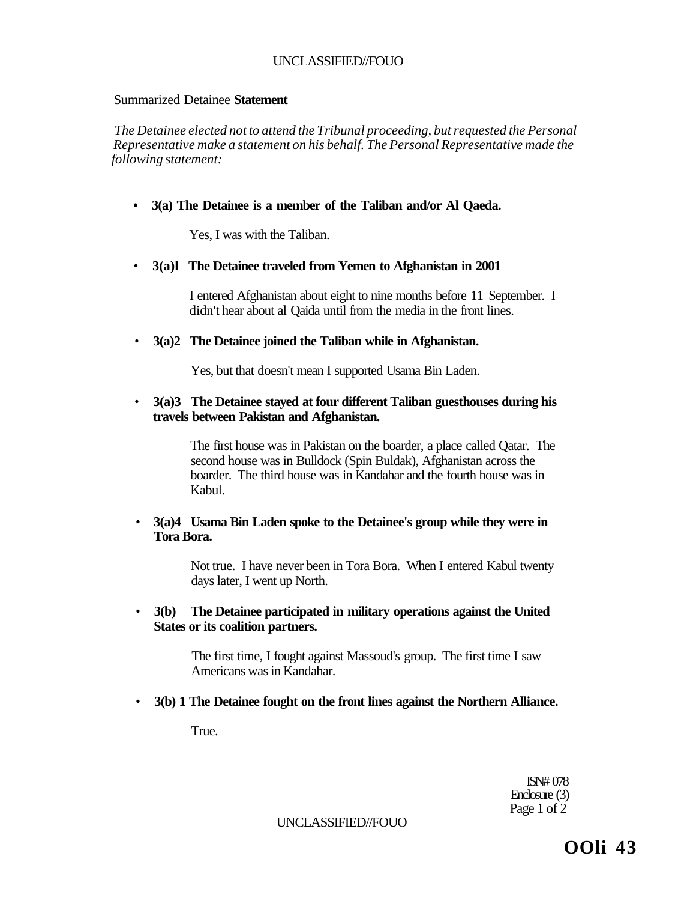Summarized Detainee **Statement**

*The Detainee elected not to attend the Tribunal proceeding, but requested the Personal Representative make a statement on his behalf. The Personal Representative made the following statement:*

- **3(a) The Detainee is a member of the Taliban and/or Al Qaeda.**

  Yes, I was with the Taliban.

- **3(a)l The Detainee traveled from Yemen to Afghanistan in 2001**

  I entered Afghanistan about eight to nine months before 11 September. I didn't hear about al Qaida until from the media in the front lines.

- **3(a)2 The Detainee joined the Taliban while in Afghanistan.**

  Yes, but that doesn't mean I supported Usama Bin Laden.

- **3(a)3 The Detainee stayed at four different Taliban guesthouses during his travels between Pakistan and Afghanistan.**

  The first house was in Pakistan on the boarder, a place called Qatar. The second house was in Bulldock (Spin Buldak), Afghanistan across the boarder. The third house was in Kandahar and the fourth house was in Kabul.

- **3(a)4 Usama Bin Laden spoke to the Detainee's group while they were in Tora Bora.**

  Not true. I have never been in Tora Bora. When I entered Kabul twenty days later, I went up North.

- **3(b) The Detainee participated in military operations against the United States or its coalition partners.**

  The first time, I fought against Massoud's group. The first time I saw Americans was in Kandahar.

- **3(b) 1 The Detainee fought on the front lines against the Northern Alliance.**

  True.

ISN# 078
Enclosure (3)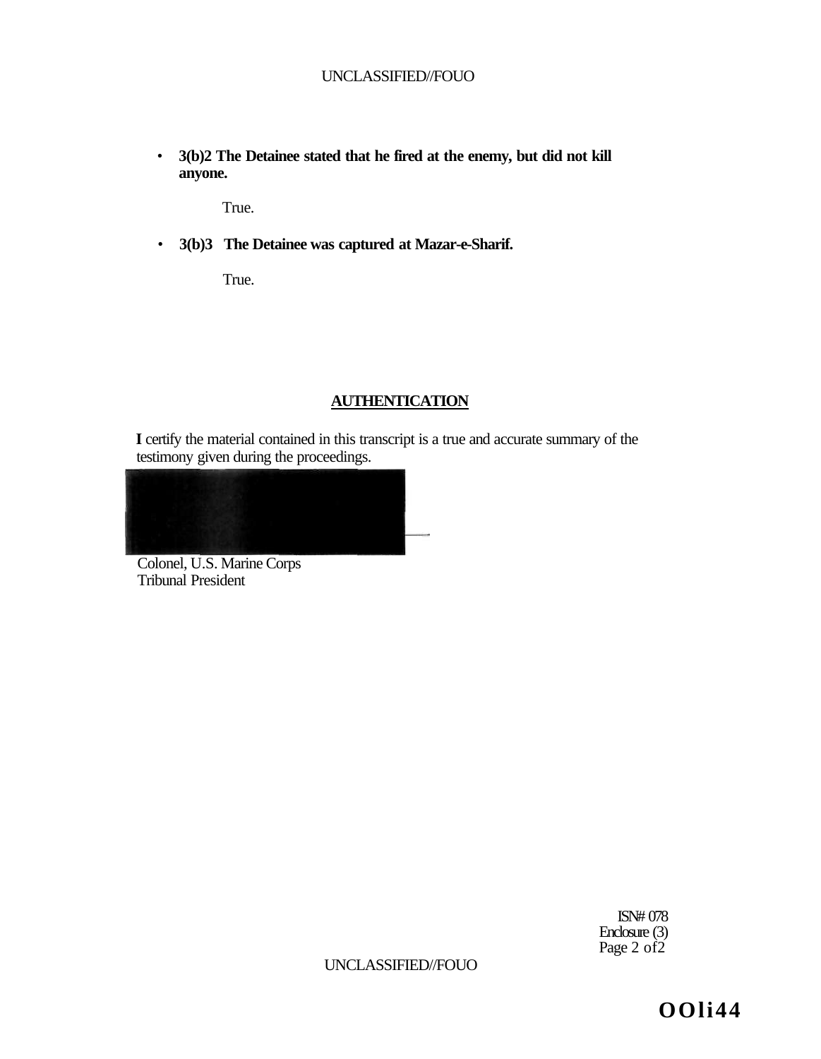- **3(b)2 The Detainee stated that he fired at the enemy, but did not kill anyone.**

  True.

- **3(b)3 The Detainee was captured at Mazar-e-Sharif.**

  True.

## AUTHENTICATION

I certify the material contained in this transcript is a true and accurate summary of the testimony given during the proceedings.

Colonel, U.S. Marine Corps
Tribunal President

ISN# 078
Enclosure (3)